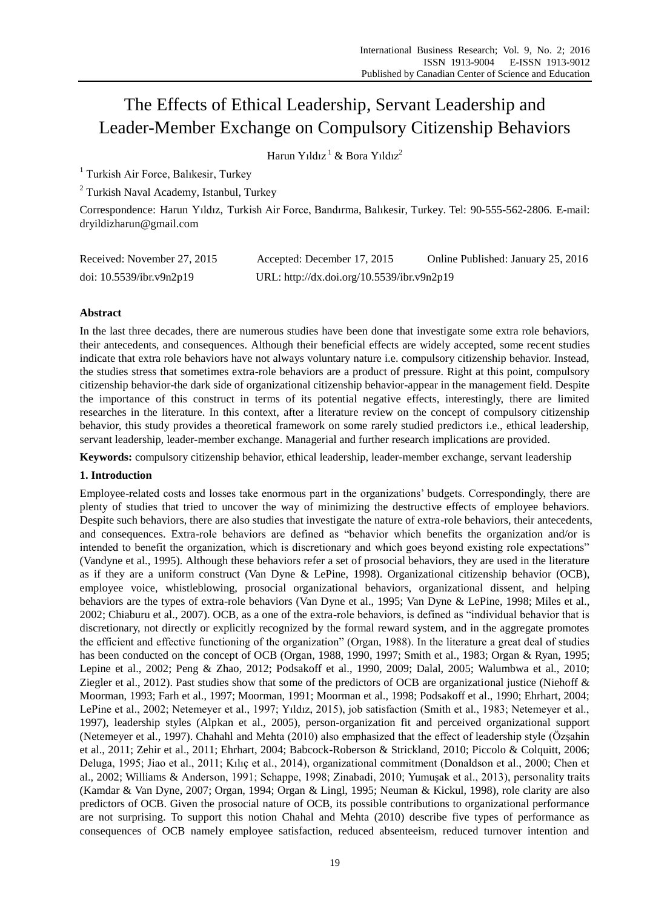# The Effects of Ethical Leadership, Servant Leadership and Leader-Member Exchange on Compulsory Citizenship Behaviors

Harun Yıldız[1] & Bora Yıldız[2]

[1] Turkish Air Force, Balıkesir, Turkey

[2] Turkish Naval Academy, Istanbul, Turkey

Correspondence: Harun Yıldız, Turkish Air Force, Bandırma, Balıkesir, Turkey. Tel: 90-555-562-2806. E-mail: dryildizharun@gmail.com

Received: November 27, 2015 Accepted: December 17, 2015 Online Published: January 25, 2016

doi: 10.5539/ibr.v9n2p19 URL: http://dx.doi.org/10.5539/ibr.v9n2p19

## Abstract

In the last three decades, there are numerous studies have been done that investigate some extra role behaviors, their antecedents, and consequences. Although their beneficial effects are widely accepted, some recent studies indicate that extra role behaviors have not always voluntary nature i.e. compulsory citizenship behavior. Instead, the studies stress that sometimes extra-role behaviors are a product of pressure. Right at this point, compulsory citizenship behavior-the dark side of organizational citizenship behavior-appear in the management field. Despite the importance of this construct in terms of its potential negative effects, interestingly, there are limited researches in the literature. In this context, after a literature review on the concept of compulsory citizenship behavior, this study provides a theoretical framework on some rarely studied predictors i.e., ethical leadership, servant leadership, leader-member exchange. Managerial and further research implications are provided.

**Keywords:** compulsory citizenship behavior, ethical leadership, leader-member exchange, servant leadership

## 1. Introduction

Employee-related costs and losses take enormous part in the organizations' budgets. Correspondingly, there are plenty of studies that tried to uncover the way of minimizing the destructive effects of employee behaviors. Despite such behaviors, there are also studies that investigate the nature of extra-role behaviors, their antecedents, and consequences. Extra-role behaviors are defined as "behavior which benefits the organization and/or is intended to benefit the organization, which is discretionary and which goes beyond existing role expectations" (Vandyne et al., 1995). Although these behaviors refer a set of prosocial behaviors, they are used in the literature as if they are a uniform construct (Van Dyne & LePine, 1998). Organizational citizenship behavior (OCB), employee voice, whistleblowing, prosocial organizational behaviors, organizational dissent, and helping behaviors are the types of extra-role behaviors (Van Dyne et al., 1995; Van Dyne & LePine, 1998; Miles et al., 2002; Chiaburu et al., 2007). OCB, as a one of the extra-role behaviors, is defined as "individual behavior that is discretionary, not directly or explicitly recognized by the formal reward system, and in the aggregate promotes the efficient and effective functioning of the organization" (Organ, 1988). In the literature a great deal of studies has been conducted on the concept of OCB (Organ, 1988, 1990, 1997; Smith et al., 1983; Organ & Ryan, 1995; Lepine et al., 2002; Peng & Zhao, 2012; Podsakoff et al., 1990, 2009; Dalal, 2005; Walumbwa et al., 2010; Ziegler et al., 2012). Past studies show that some of the predictors of OCB are organizational justice (Niehoff & Moorman, 1993; Farh et al., 1997; Moorman, 1991; Moorman et al., 1998; Podsakoff et al., 1990; Ehrhart, 2004; LePine et al., 2002; Netemeyer et al., 1997; Yıldız, 2015), job satisfaction (Smith et al., 1983; Netemeyer et al., 1997), leadership styles (Alpkan et al., 2005), person-organization fit and perceived organizational support (Netemeyer et al., 1997). Chahahl and Mehta (2010) also emphasized that the effect of leadership style (Özşahin et al., 2011; Zehir et al., 2011; Ehrhart, 2004; Babcock-Roberson & Strickland, 2010; Piccolo & Colquitt, 2006; Deluga, 1995; Jiao et al., 2011; Kılıç et al., 2014), organizational commitment (Donaldson et al., 2000; Chen et al., 2002; Williams & Anderson, 1991; Schappe, 1998; Zinabadi, 2010; Yumuşak et al., 2013), personality traits (Kamdar & Van Dyne, 2007; Organ, 1994; Organ & Lingl, 1995; Neuman & Kickul, 1998), role clarity are also predictors of OCB. Given the prosocial nature of OCB, its possible contributions to organizational performance are not surprising. To support this notion Chahal and Mehta (2010) describe five types of performance as consequences of OCB namely employee satisfaction, reduced absenteeism, reduced turnover intention and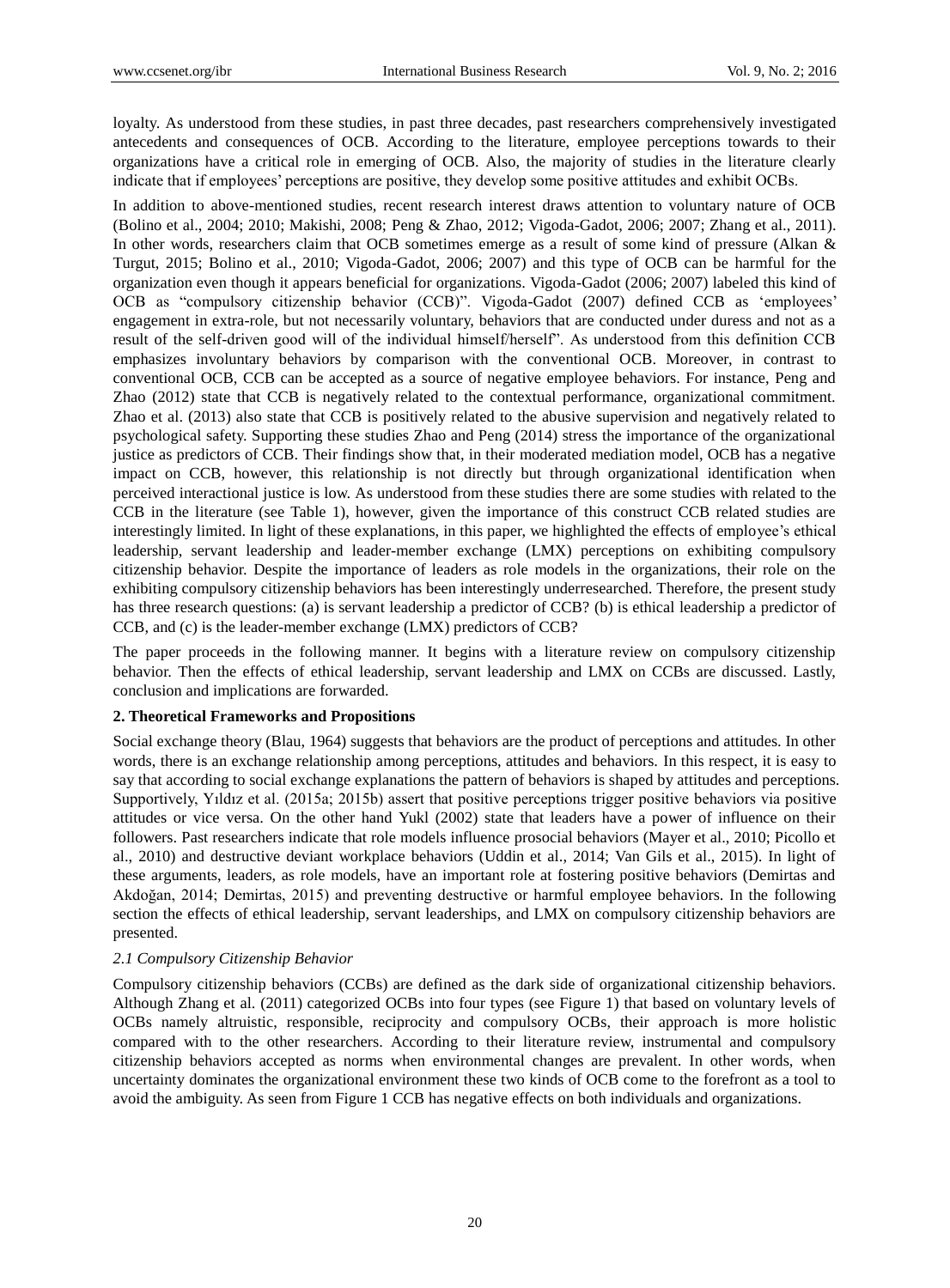loyalty. As understood from these studies, in past three decades, past researchers comprehensively investigated antecedents and consequences of OCB. According to the literature, employee perceptions towards to their organizations have a critical role in emerging of OCB. Also, the majority of studies in the literature clearly indicate that if employees' perceptions are positive, they develop some positive attitudes and exhibit OCBs.

In addition to above-mentioned studies, recent research interest draws attention to voluntary nature of OCB (Bolino et al., 2004; 2010; Makishi, 2008; Peng & Zhao, 2012; Vigoda-Gadot, 2006; 2007; Zhang et al., 2011). In other words, researchers claim that OCB sometimes emerge as a result of some kind of pressure (Alkan & Turgut, 2015; Bolino et al., 2010; Vigoda-Gadot, 2006; 2007) and this type of OCB can be harmful for the organization even though it appears beneficial for organizations. Vigoda-Gadot (2006; 2007) labeled this kind of OCB as "compulsory citizenship behavior (CCB)". Vigoda-Gadot (2007) defined CCB as 'employees' engagement in extra-role, but not necessarily voluntary, behaviors that are conducted under duress and not as a result of the self-driven good will of the individual himself/herself". As understood from this definition CCB emphasizes involuntary behaviors by comparison with the conventional OCB. Moreover, in contrast to conventional OCB, CCB can be accepted as a source of negative employee behaviors. For instance, Peng and Zhao (2012) state that CCB is negatively related to the contextual performance, organizational commitment. Zhao et al. (2013) also state that CCB is positively related to the abusive supervision and negatively related to psychological safety. Supporting these studies Zhao and Peng (2014) stress the importance of the organizational justice as predictors of CCB. Their findings show that, in their moderated mediation model, OCB has a negative impact on CCB, however, this relationship is not directly but through organizational identification when perceived interactional justice is low. As understood from these studies there are some studies with related to the CCB in the literature (see Table 1), however, given the importance of this construct CCB related studies are interestingly limited. In light of these explanations, in this paper, we highlighted the effects of employee's ethical leadership, servant leadership and leader-member exchange (LMX) perceptions on exhibiting compulsory citizenship behavior. Despite the importance of leaders as role models in the organizations, their role on the exhibiting compulsory citizenship behaviors has been interestingly underresearched. Therefore, the present study has three research questions: (a) is servant leadership a predictor of CCB? (b) is ethical leadership a predictor of CCB, and (c) is the leader-member exchange (LMX) predictors of CCB?

The paper proceeds in the following manner. It begins with a literature review on compulsory citizenship behavior. Then the effects of ethical leadership, servant leadership and LMX on CCBs are discussed. Lastly, conclusion and implications are forwarded.

## 2. Theoretical Frameworks and Propositions

Social exchange theory (Blau, 1964) suggests that behaviors are the product of perceptions and attitudes. In other words, there is an exchange relationship among perceptions, attitudes and behaviors. In this respect, it is easy to say that according to social exchange explanations the pattern of behaviors is shaped by attitudes and perceptions. Supportively, Yıldız et al. (2015a; 2015b) assert that positive perceptions trigger positive behaviors via positive attitudes or vice versa. On the other hand Yukl (2002) state that leaders have a power of influence on their followers. Past researchers indicate that role models influence prosocial behaviors (Mayer et al., 2010; Picollo et al., 2010) and destructive deviant workplace behaviors (Uddin et al., 2014; Van Gils et al., 2015). In light of these arguments, leaders, as role models, have an important role at fostering positive behaviors (Demirtas and Akdoğan, 2014; Demirtas, 2015) and preventing destructive or harmful employee behaviors. In the following section the effects of ethical leadership, servant leaderships, and LMX on compulsory citizenship behaviors are presented.

### *2.1 Compulsory Citizenship Behavior*

Compulsory citizenship behaviors (CCBs) are defined as the dark side of organizational citizenship behaviors. Although Zhang et al. (2011) categorized OCBs into four types (see Figure 1) that based on voluntary levels of OCBs namely altruistic, responsible, reciprocity and compulsory OCBs, their approach is more holistic compared with to the other researchers. According to their literature review, instrumental and compulsory citizenship behaviors accepted as norms when environmental changes are prevalent. In other words, when uncertainty dominates the organizational environment these two kinds of OCB come to the forefront as a tool to avoid the ambiguity. As seen from Figure 1 CCB has negative effects on both individuals and organizations.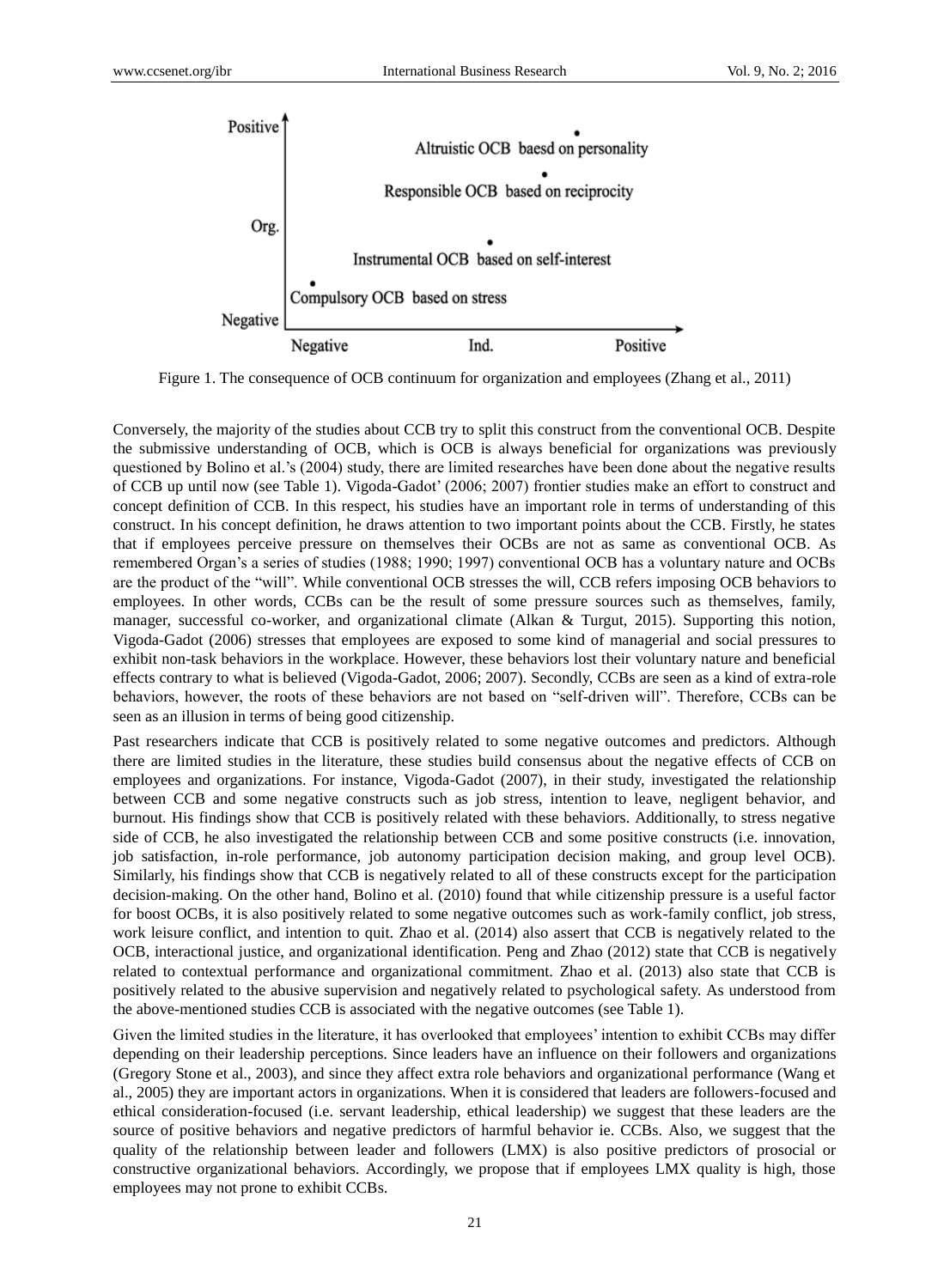Figure 1. The consequence of OCB continuum for organization and employees (Zhang et al., 2011)

Conversely, the majority of the studies about CCB try to split this construct from the conventional OCB. Despite the submissive understanding of OCB, which is OCB is always beneficial for organizations was previously questioned by Bolino et al.'s (2004) study, there are limited researches have been done about the negative results of CCB up until now (see Table 1). Vigoda-Gadot' (2006; 2007) frontier studies make an effort to construct and concept definition of CCB. In this respect, his studies have an important role in terms of understanding of this construct. In his concept definition, he draws attention to two important points about the CCB. Firstly, he states that if employees perceive pressure on themselves their OCBs are not as same as conventional OCB. As remembered Organ's a series of studies (1988; 1990; 1997) conventional OCB has a voluntary nature and OCBs are the product of the "will". While conventional OCB stresses the will, CCB refers imposing OCB behaviors to employees. In other words, CCBs can be the result of some pressure sources such as themselves, family, manager, successful co-worker, and organizational climate (Alkan & Turgut, 2015). Supporting this notion, Vigoda-Gadot (2006) stresses that employees are exposed to some kind of managerial and social pressures to exhibit non-task behaviors in the workplace. However, these behaviors lost their voluntary nature and beneficial effects contrary to what is believed (Vigoda-Gadot, 2006; 2007). Secondly, CCBs are seen as a kind of extra-role behaviors, however, the roots of these behaviors are not based on "self-driven will". Therefore, CCBs can be seen as an illusion in terms of being good citizenship.

Past researchers indicate that CCB is positively related to some negative outcomes and predictors. Although there are limited studies in the literature, these studies build consensus about the negative effects of CCB on employees and organizations. For instance, Vigoda-Gadot (2007), in their study, investigated the relationship between CCB and some negative constructs such as job stress, intention to leave, negligent behavior, and burnout. His findings show that CCB is positively related with these behaviors. Additionally, to stress negative side of CCB, he also investigated the relationship between CCB and some positive constructs (i.e. innovation, job satisfaction, in-role performance, job autonomy participation decision making, and group level OCB). Similarly, his findings show that CCB is negatively related to all of these constructs except for the participation decision-making. On the other hand, Bolino et al. (2010) found that while citizenship pressure is a useful factor for boost OCBs, it is also positively related to some negative outcomes such as work-family conflict, job stress, work leisure conflict, and intention to quit. Zhao et al. (2014) also assert that CCB is negatively related to the OCB, interactional justice, and organizational identification. Peng and Zhao (2012) state that CCB is negatively related to contextual performance and organizational commitment. Zhao et al. (2013) also state that CCB is positively related to the abusive supervision and negatively related to psychological safety. As understood from the above-mentioned studies CCB is associated with the negative outcomes (see Table 1).

Given the limited studies in the literature, it has overlooked that employees' intention to exhibit CCBs may differ depending on their leadership perceptions. Since leaders have an influence on their followers and organizations (Gregory Stone et al., 2003), and since they affect extra role behaviors and organizational performance (Wang et al., 2005) they are important actors in organizations. When it is considered that leaders are followers-focused and ethical consideration-focused (i.e. servant leadership, ethical leadership) we suggest that these leaders are the source of positive behaviors and negative predictors of harmful behavior ie. CCBs. Also, we suggest that the quality of the relationship between leader and followers (LMX) is also positive predictors of prosocial or constructive organizational behaviors. Accordingly, we propose that if employees LMX quality is high, those employees may not prone to exhibit CCBs.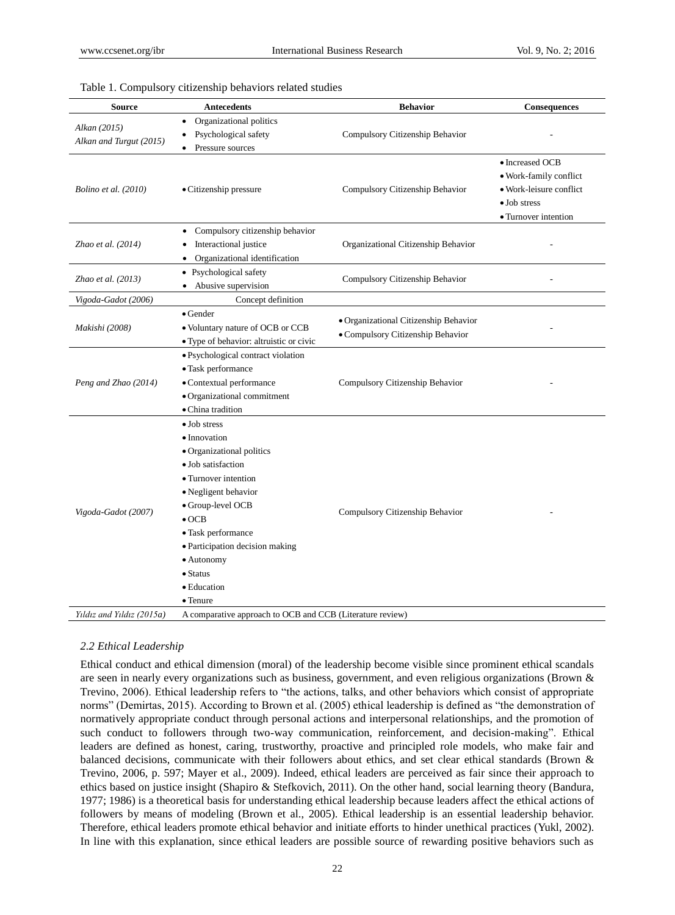Table 1. Compulsory citizenship behaviors related studies

| Source | Antecedents | Behavior | Consequences |
|---|---|---|---|
| *Alkan (2015)*<br>*Alkan and Turgut (2015)* | • Organizational politics<br>• Psychological safety<br>• Pressure sources | Compulsory Citizenship Behavior | - |
| *Bolino et al. (2010)* | • Citizenship pressure | Compulsory Citizenship Behavior | • Increased OCB<br>• Work-family conflict<br>• Work-leisure conflict<br>• Job stress<br>• Turnover intention |
| *Zhao et al. (2014)* | • Compulsory citizenship behavior<br>• Interactional justice<br>• Organizational identification | Organizational Citizenship Behavior | - |
| *Zhao et al. (2013)* | • Psychological safety<br>• Abusive supervision | Compulsory Citizenship Behavior | - |
| *Vigoda-Gadot (2006)* | Concept definition | | |
| *Makishi (2008)* | • Gender<br>• Voluntary nature of OCB or CCB<br>• Type of behavior: altruistic or civic | • Organizational Citizenship Behavior<br>• Compulsory Citizenship Behavior | - |
| *Peng and Zhao (2014)* | • Psychological contract violation<br>• Task performance<br>• Contextual performance<br>• Organizational commitment<br>• China tradition | Compulsory Citizenship Behavior | - |
| *Vigoda-Gadot (2007)* | • Job stress<br>• Innovation<br>• Organizational politics<br>• Job satisfaction<br>• Turnover intention<br>• Negligent behavior<br>• Group-level OCB<br>• OCB<br>• Task performance<br>• Participation decision making<br>• Autonomy<br>• Status<br>• Education<br>• Tenure | Compulsory Citizenship Behavior | - |
| *Yıldız and Yıldız (2015a)* | A comparative approach to OCB and CCB (Literature review) | | |

### *2.2 Ethical Leadership*

Ethical conduct and ethical dimension (moral) of the leadership become visible since prominent ethical scandals are seen in nearly every organizations such as business, government, and even religious organizations (Brown & Trevino, 2006). Ethical leadership refers to "the actions, talks, and other behaviors which consist of appropriate norms" (Demirtas, 2015). According to Brown et al. (2005) ethical leadership is defined as "the demonstration of normatively appropriate conduct through personal actions and interpersonal relationships, and the promotion of such conduct to followers through two-way communication, reinforcement, and decision-making". Ethical leaders are defined as honest, caring, trustworthy, proactive and principled role models, who make fair and balanced decisions, communicate with their followers about ethics, and set clear ethical standards (Brown & Trevino, 2006, p. 597; Mayer et al., 2009). Indeed, ethical leaders are perceived as fair since their approach to ethics based on justice insight (Shapiro & Stefkovich, 2011). On the other hand, social learning theory (Bandura, 1977; 1986) is a theoretical basis for understanding ethical leadership because leaders affect the ethical actions of followers by means of modeling (Brown et al., 2005). Ethical leadership is an essential leadership behavior. Therefore, ethical leaders promote ethical behavior and initiate efforts to hinder unethical practices (Yukl, 2002). In line with this explanation, since ethical leaders are possible source of rewarding positive behaviors such as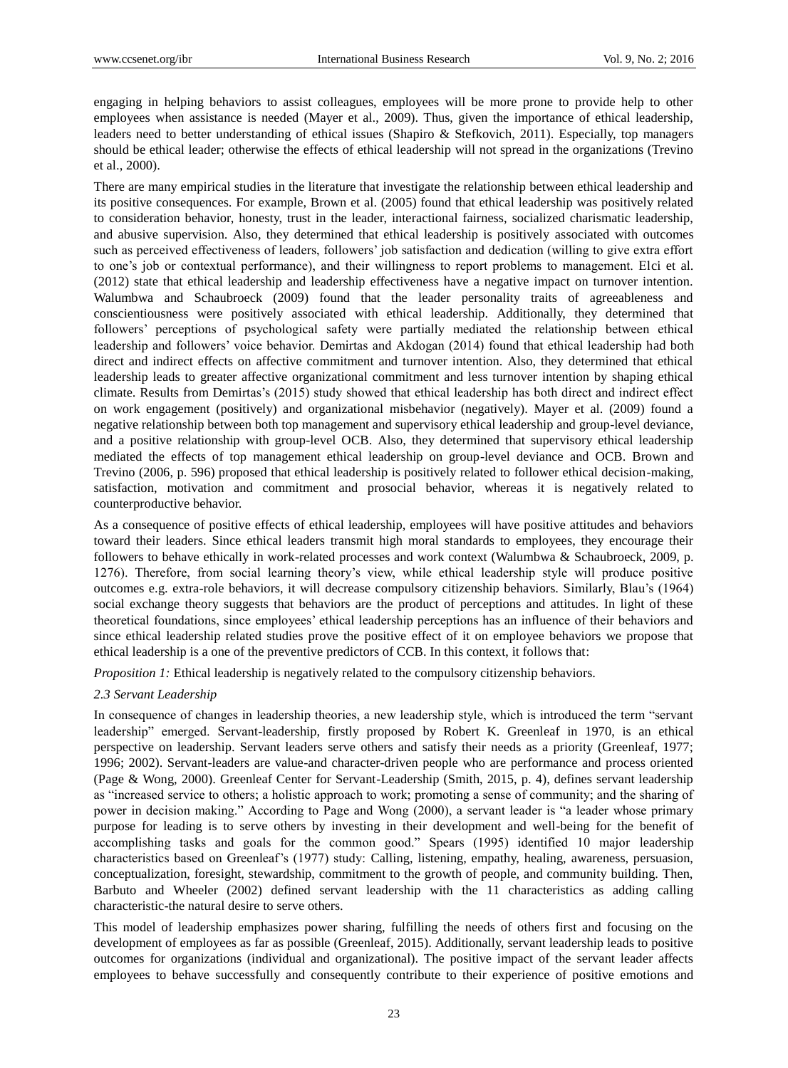engaging in helping behaviors to assist colleagues, employees will be more prone to provide help to other employees when assistance is needed (Mayer et al., 2009). Thus, given the importance of ethical leadership, leaders need to better understanding of ethical issues (Shapiro & Stefkovich, 2011). Especially, top managers should be ethical leader; otherwise the effects of ethical leadership will not spread in the organizations (Trevino et al., 2000).

There are many empirical studies in the literature that investigate the relationship between ethical leadership and its positive consequences. For example, Brown et al. (2005) found that ethical leadership was positively related to consideration behavior, honesty, trust in the leader, interactional fairness, socialized charismatic leadership, and abusive supervision. Also, they determined that ethical leadership is positively associated with outcomes such as perceived effectiveness of leaders, followers' job satisfaction and dedication (willing to give extra effort to one's job or contextual performance), and their willingness to report problems to management. Elci et al. (2012) state that ethical leadership and leadership effectiveness have a negative impact on turnover intention. Walumbwa and Schaubroeck (2009) found that the leader personality traits of agreeableness and conscientiousness were positively associated with ethical leadership. Additionally, they determined that followers' perceptions of psychological safety were partially mediated the relationship between ethical leadership and followers' voice behavior. Demirtas and Akdogan (2014) found that ethical leadership had both direct and indirect effects on affective commitment and turnover intention. Also, they determined that ethical leadership leads to greater affective organizational commitment and less turnover intention by shaping ethical climate. Results from Demirtas's (2015) study showed that ethical leadership has both direct and indirect effect on work engagement (positively) and organizational misbehavior (negatively). Mayer et al. (2009) found a negative relationship between both top management and supervisory ethical leadership and group-level deviance, and a positive relationship with group-level OCB. Also, they determined that supervisory ethical leadership mediated the effects of top management ethical leadership on group-level deviance and OCB. Brown and Trevino (2006, p. 596) proposed that ethical leadership is positively related to follower ethical decision-making, satisfaction, motivation and commitment and prosocial behavior, whereas it is negatively related to counterproductive behavior.

As a consequence of positive effects of ethical leadership, employees will have positive attitudes and behaviors toward their leaders. Since ethical leaders transmit high moral standards to employees, they encourage their followers to behave ethically in work-related processes and work context (Walumbwa & Schaubroeck, 2009, p. 1276). Therefore, from social learning theory's view, while ethical leadership style will produce positive outcomes e.g. extra-role behaviors, it will decrease compulsory citizenship behaviors. Similarly, Blau's (1964) social exchange theory suggests that behaviors are the product of perceptions and attitudes. In light of these theoretical foundations, since employees' ethical leadership perceptions has an influence of their behaviors and since ethical leadership related studies prove the positive effect of it on employee behaviors we propose that ethical leadership is a one of the preventive predictors of CCB. In this context, it follows that:

*Proposition 1:* Ethical leadership is negatively related to the compulsory citizenship behaviors.

### *2.3 Servant Leadership*

In consequence of changes in leadership theories, a new leadership style, which is introduced the term "servant leadership" emerged. Servant-leadership, firstly proposed by Robert K. Greenleaf in 1970, is an ethical perspective on leadership. Servant leaders serve others and satisfy their needs as a priority (Greenleaf, 1977; 1996; 2002). Servant-leaders are value-and character-driven people who are performance and process oriented (Page & Wong, 2000). Greenleaf Center for Servant-Leadership (Smith, 2015, p. 4), defines servant leadership as "increased service to others; a holistic approach to work; promoting a sense of community; and the sharing of power in decision making." According to Page and Wong (2000), a servant leader is "a leader whose primary purpose for leading is to serve others by investing in their development and well-being for the benefit of accomplishing tasks and goals for the common good." Spears (1995) identified 10 major leadership characteristics based on Greenleaf's (1977) study: Calling, listening, empathy, healing, awareness, persuasion, conceptualization, foresight, stewardship, commitment to the growth of people, and community building. Then, Barbuto and Wheeler (2002) defined servant leadership with the 11 characteristics as adding calling characteristic-the natural desire to serve others.

This model of leadership emphasizes power sharing, fulfilling the needs of others first and focusing on the development of employees as far as possible (Greenleaf, 2015). Additionally, servant leadership leads to positive outcomes for organizations (individual and organizational). The positive impact of the servant leader affects employees to behave successfully and consequently contribute to their experience of positive emotions and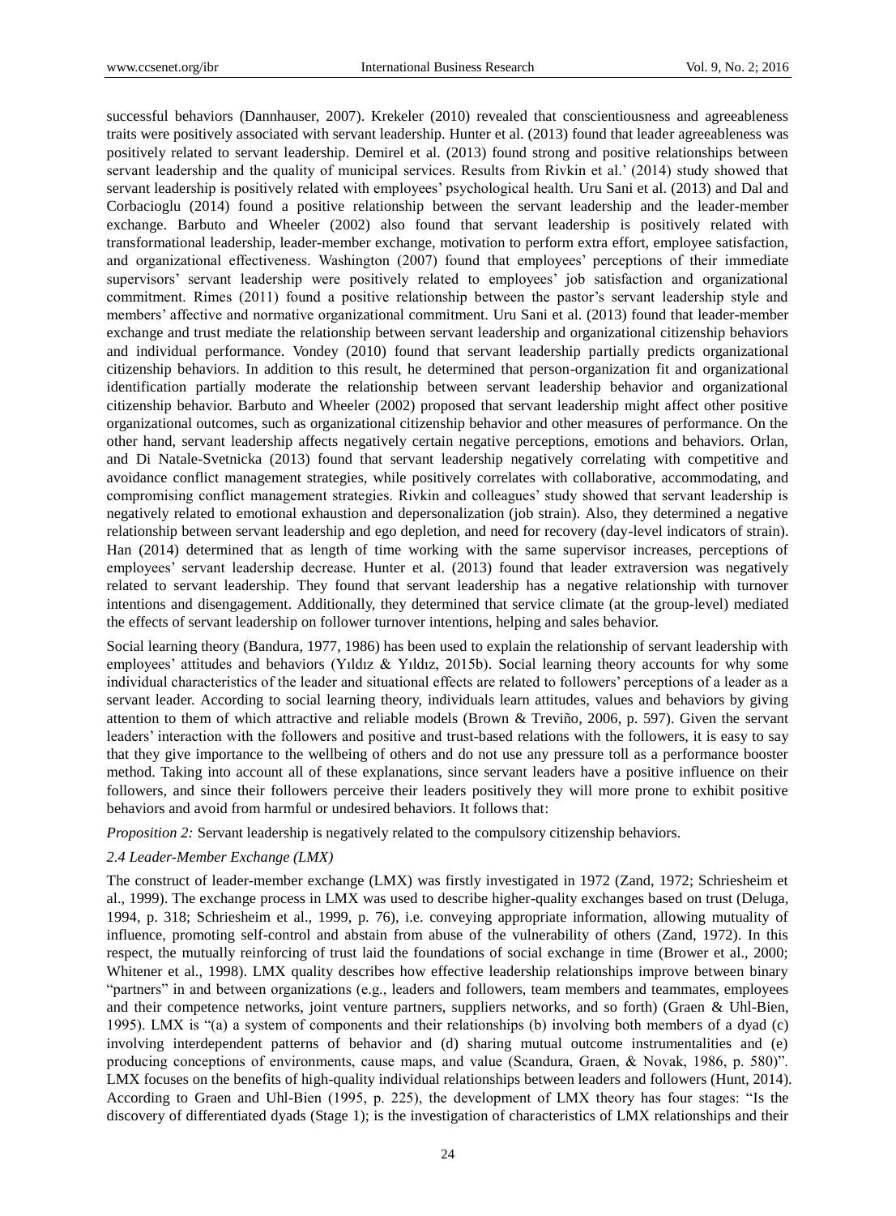successful behaviors (Dannhauser, 2007). Krekeler (2010) revealed that conscientiousness and agreeableness traits were positively associated with servant leadership. Hunter et al. (2013) found that leader agreeableness was positively related to servant leadership. Demirel et al. (2013) found strong and positive relationships between servant leadership and the quality of municipal services. Results from Rivkin et al.' (2014) study showed that servant leadership is positively related with employees' psychological health. Uru Sani et al. (2013) and Dal and Corbacioglu (2014) found a positive relationship between the servant leadership and the leader-member exchange. Barbuto and Wheeler (2002) also found that servant leadership is positively related with transformational leadership, leader-member exchange, motivation to perform extra effort, employee satisfaction, and organizational effectiveness. Washington (2007) found that employees' perceptions of their immediate supervisors' servant leadership were positively related to employees' job satisfaction and organizational commitment. Rimes (2011) found a positive relationship between the pastor's servant leadership style and members' affective and normative organizational commitment. Uru Sani et al. (2013) found that leader-member exchange and trust mediate the relationship between servant leadership and organizational citizenship behaviors and individual performance. Vondey (2010) found that servant leadership partially predicts organizational citizenship behaviors. In addition to this result, he determined that person-organization fit and organizational identification partially moderate the relationship between servant leadership behavior and organizational citizenship behavior. Barbuto and Wheeler (2002) proposed that servant leadership might affect other positive organizational outcomes, such as organizational citizenship behavior and other measures of performance. On the other hand, servant leadership affects negatively certain negative perceptions, emotions and behaviors. Orlan, and Di Natale-Svetnicka (2013) found that servant leadership negatively correlating with competitive and avoidance conflict management strategies, while positively correlates with collaborative, accommodating, and compromising conflict management strategies. Rivkin and colleagues' study showed that servant leadership is negatively related to emotional exhaustion and depersonalization (job strain). Also, they determined a negative relationship between servant leadership and ego depletion, and need for recovery (day-level indicators of strain). Han (2014) determined that as length of time working with the same supervisor increases, perceptions of employees' servant leadership decrease. Hunter et al. (2013) found that leader extraversion was negatively related to servant leadership. They found that servant leadership has a negative relationship with turnover intentions and disengagement. Additionally, they determined that service climate (at the group-level) mediated the effects of servant leadership on follower turnover intentions, helping and sales behavior.

Social learning theory (Bandura, 1977, 1986) has been used to explain the relationship of servant leadership with employees' attitudes and behaviors (Yıldız & Yıldız, 2015b). Social learning theory accounts for why some individual characteristics of the leader and situational effects are related to followers' perceptions of a leader as a servant leader. According to social learning theory, individuals learn attitudes, values and behaviors by giving attention to them of which attractive and reliable models (Brown & Treviño, 2006, p. 597). Given the servant leaders' interaction with the followers and positive and trust-based relations with the followers, it is easy to say that they give importance to the wellbeing of others and do not use any pressure toll as a performance booster method. Taking into account all of these explanations, since servant leaders have a positive influence on their followers, and since their followers perceive their leaders positively they will more prone to exhibit positive behaviors and avoid from harmful or undesired behaviors. It follows that:

*Proposition 2:* Servant leadership is negatively related to the compulsory citizenship behaviors.

### *2.4 Leader-Member Exchange (LMX)*

The construct of leader-member exchange (LMX) was firstly investigated in 1972 (Zand, 1972; Schriesheim et al., 1999). The exchange process in LMX was used to describe higher-quality exchanges based on trust (Deluga, 1994, p. 318; Schriesheim et al., 1999, p. 76), i.e. conveying appropriate information, allowing mutuality of influence, promoting self-control and abstain from abuse of the vulnerability of others (Zand, 1972). In this respect, the mutually reinforcing of trust laid the foundations of social exchange in time (Brower et al., 2000; Whitener et al., 1998). LMX quality describes how effective leadership relationships improve between binary "partners" in and between organizations (e.g., leaders and followers, team members and teammates, employees and their competence networks, joint venture partners, suppliers networks, and so forth) (Graen & Uhl-Bien, 1995). LMX is "(a) a system of components and their relationships (b) involving both members of a dyad (c) involving interdependent patterns of behavior and (d) sharing mutual outcome instrumentalities and (e) producing conceptions of environments, cause maps, and value (Scandura, Graen, & Novak, 1986, p. 580)". LMX focuses on the benefits of high-quality individual relationships between leaders and followers (Hunt, 2014). According to Graen and Uhl-Bien (1995, p. 225), the development of LMX theory has four stages: "Is the discovery of differentiated dyads (Stage 1); is the investigation of characteristics of LMX relationships and their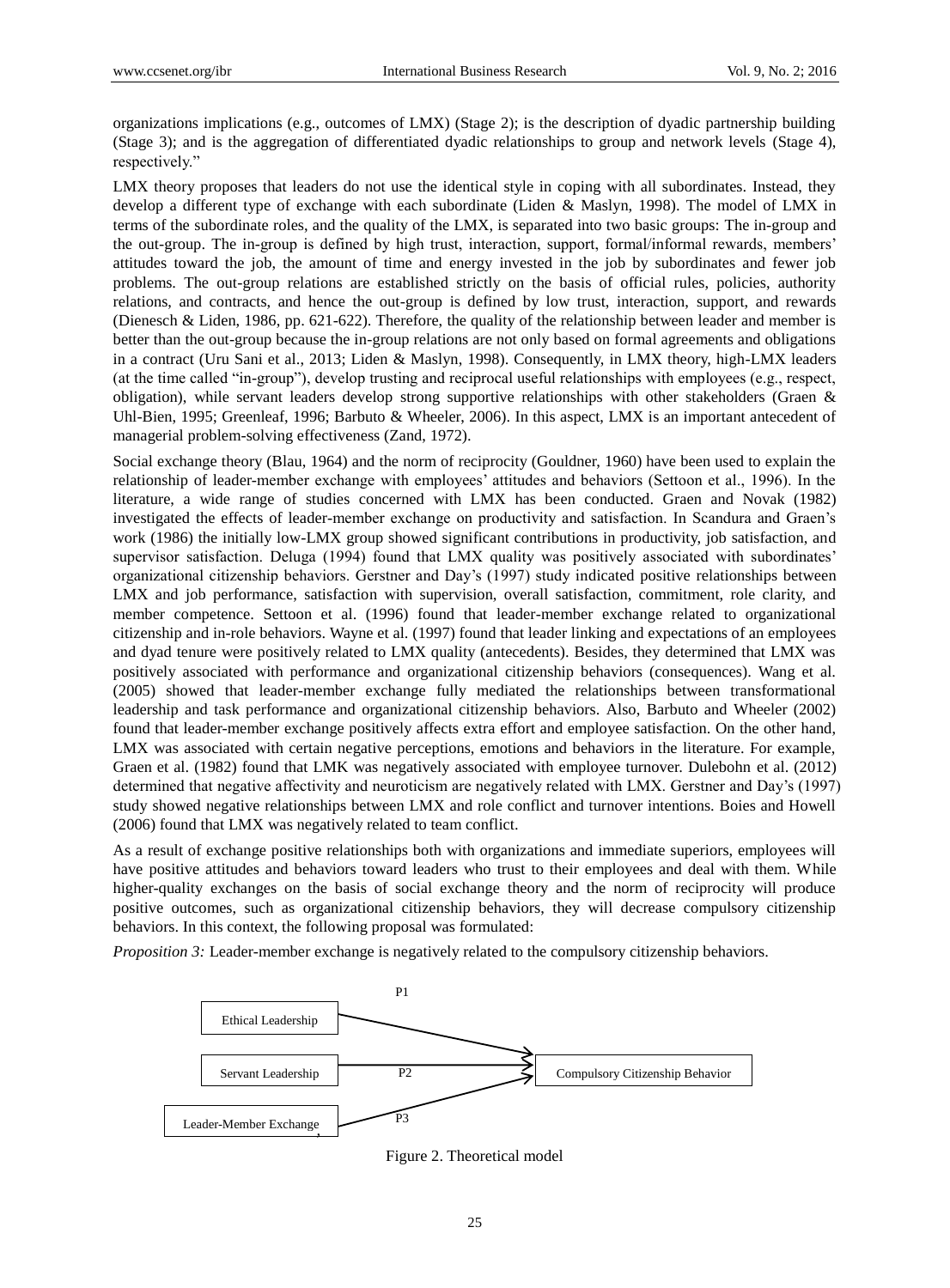organizations implications (e.g., outcomes of LMX) (Stage 2); is the description of dyadic partnership building (Stage 3); and is the aggregation of differentiated dyadic relationships to group and network levels (Stage 4), respectively."

LMX theory proposes that leaders do not use the identical style in coping with all subordinates. Instead, they develop a different type of exchange with each subordinate (Liden & Maslyn, 1998). The model of LMX in terms of the subordinate roles, and the quality of the LMX, is separated into two basic groups: The in-group and the out-group. The in-group is defined by high trust, interaction, support, formal/informal rewards, members' attitudes toward the job, the amount of time and energy invested in the job by subordinates and fewer job problems. The out-group relations are established strictly on the basis of official rules, policies, authority relations, and contracts, and hence the out-group is defined by low trust, interaction, support, and rewards (Dienesch & Liden, 1986, pp. 621-622). Therefore, the quality of the relationship between leader and member is better than the out-group because the in-group relations are not only based on formal agreements and obligations in a contract (Uru Sani et al., 2013; Liden & Maslyn, 1998). Consequently, in LMX theory, high-LMX leaders (at the time called "in-group"), develop trusting and reciprocal useful relationships with employees (e.g., respect, obligation), while servant leaders develop strong supportive relationships with other stakeholders (Graen & Uhl-Bien, 1995; Greenleaf, 1996; Barbuto & Wheeler, 2006). In this aspect, LMX is an important antecedent of managerial problem-solving effectiveness (Zand, 1972).

Social exchange theory (Blau, 1964) and the norm of reciprocity (Gouldner, 1960) have been used to explain the relationship of leader-member exchange with employees' attitudes and behaviors (Settoon et al., 1996). In the literature, a wide range of studies concerned with LMX has been conducted. Graen and Novak (1982) investigated the effects of leader-member exchange on productivity and satisfaction. In Scandura and Graen's work (1986) the initially low-LMX group showed significant contributions in productivity, job satisfaction, and supervisor satisfaction. Deluga (1994) found that LMX quality was positively associated with subordinates' organizational citizenship behaviors. Gerstner and Day's (1997) study indicated positive relationships between LMX and job performance, satisfaction with supervision, overall satisfaction, commitment, role clarity, and member competence. Settoon et al. (1996) found that leader-member exchange related to organizational citizenship and in-role behaviors. Wayne et al. (1997) found that leader linking and expectations of an employees and dyad tenure were positively related to LMX quality (antecedents). Besides, they determined that LMX was positively associated with performance and organizational citizenship behaviors (consequences). Wang et al. (2005) showed that leader-member exchange fully mediated the relationships between transformational leadership and task performance and organizational citizenship behaviors. Also, Barbuto and Wheeler (2002) found that leader-member exchange positively affects extra effort and employee satisfaction. On the other hand, LMX was associated with certain negative perceptions, emotions and behaviors in the literature. For example, Graen et al. (1982) found that LMK was negatively associated with employee turnover. Dulebohn et al. (2012) determined that negative affectivity and neuroticism are negatively related with LMX. Gerstner and Day's (1997) study showed negative relationships between LMX and role conflict and turnover intentions. Boies and Howell (2006) found that LMX was negatively related to team conflict.

As a result of exchange positive relationships both with organizations and immediate superiors, employees will have positive attitudes and behaviors toward leaders who trust to their employees and deal with them. While higher-quality exchanges on the basis of social exchange theory and the norm of reciprocity will produce positive outcomes, such as organizational citizenship behaviors, they will decrease compulsory citizenship behaviors. In this context, the following proposal was formulated:

*Proposition 3:* Leader-member exchange is negatively related to the compulsory citizenship behaviors.

Ethical Leadership —P1→ Compulsory Citizenship Behavior

Servant Leadership —P2→ Compulsory Citizenship Behavior

Leader-Member Exchange —P3→ Compulsory Citizenship Behavior

Figure 2. Theoretical model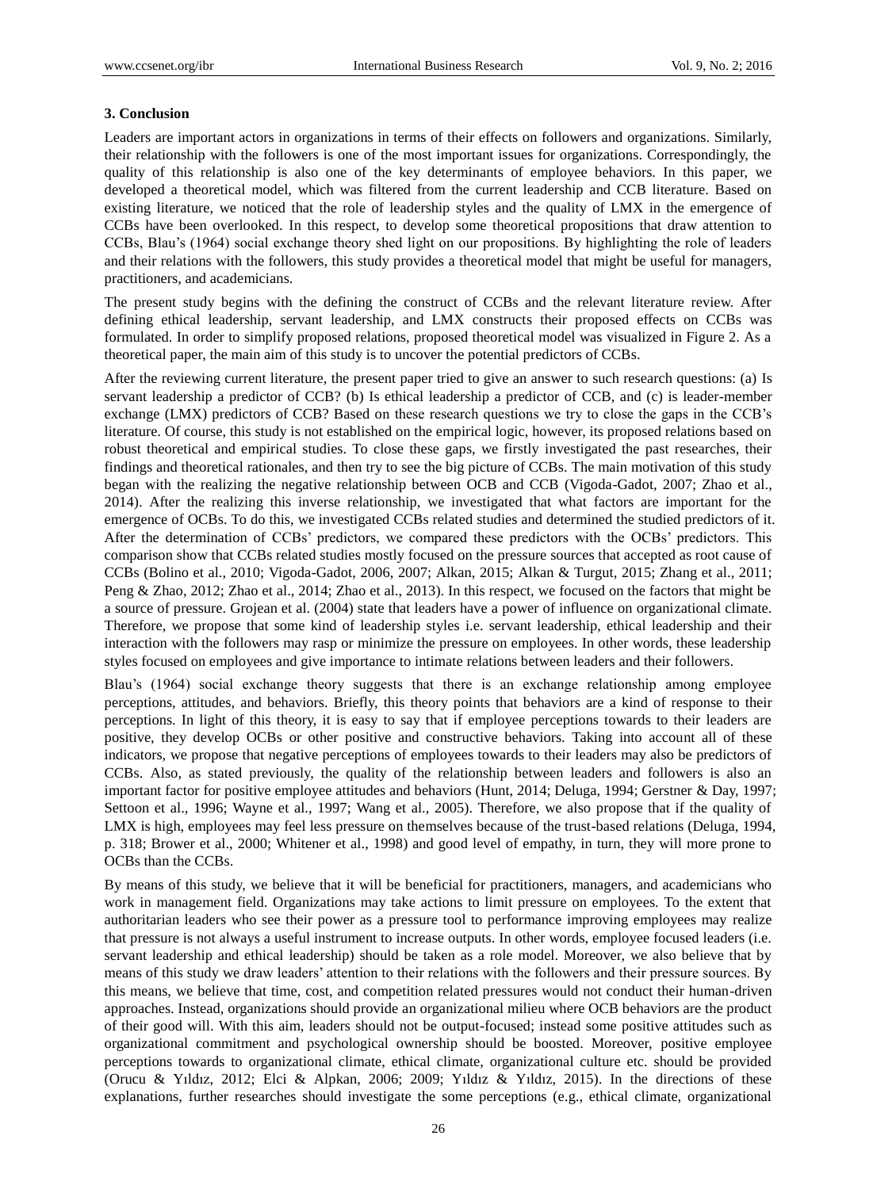### 3. Conclusion

Leaders are important actors in organizations in terms of their effects on followers and organizations. Similarly, their relationship with the followers is one of the most important issues for organizations. Correspondingly, the quality of this relationship is also one of the key determinants of employee behaviors. In this paper, we developed a theoretical model, which was filtered from the current leadership and CCB literature. Based on existing literature, we noticed that the role of leadership styles and the quality of LMX in the emergence of CCBs have been overlooked. In this respect, to develop some theoretical propositions that draw attention to CCBs, Blau's (1964) social exchange theory shed light on our propositions. By highlighting the role of leaders and their relations with the followers, this study provides a theoretical model that might be useful for managers, practitioners, and academicians.

The present study begins with the defining the construct of CCBs and the relevant literature review. After defining ethical leadership, servant leadership, and LMX constructs their proposed effects on CCBs was formulated. In order to simplify proposed relations, proposed theoretical model was visualized in Figure 2. As a theoretical paper, the main aim of this study is to uncover the potential predictors of CCBs.

After the reviewing current literature, the present paper tried to give an answer to such research questions: (a) Is servant leadership a predictor of CCB? (b) Is ethical leadership a predictor of CCB, and (c) is leader-member exchange (LMX) predictors of CCB? Based on these research questions we try to close the gaps in the CCB's literature. Of course, this study is not established on the empirical logic, however, its proposed relations based on robust theoretical and empirical studies. To close these gaps, we firstly investigated the past researches, their findings and theoretical rationales, and then try to see the big picture of CCBs. The main motivation of this study began with the realizing the negative relationship between OCB and CCB (Vigoda-Gadot, 2007; Zhao et al., 2014). After the realizing this inverse relationship, we investigated that what factors are important for the emergence of OCBs. To do this, we investigated CCBs related studies and determined the studied predictors of it. After the determination of CCBs' predictors, we compared these predictors with the OCBs' predictors. This comparison show that CCBs related studies mostly focused on the pressure sources that accepted as root cause of CCBs (Bolino et al., 2010; Vigoda-Gadot, 2006, 2007; Alkan, 2015; Alkan & Turgut, 2015; Zhang et al., 2011; Peng & Zhao, 2012; Zhao et al., 2014; Zhao et al., 2013). In this respect, we focused on the factors that might be a source of pressure. Grojean et al. (2004) state that leaders have a power of influence on organizational climate. Therefore, we propose that some kind of leadership styles i.e. servant leadership, ethical leadership and their interaction with the followers may rasp or minimize the pressure on employees. In other words, these leadership styles focused on employees and give importance to intimate relations between leaders and their followers.

Blau's (1964) social exchange theory suggests that there is an exchange relationship among employee perceptions, attitudes, and behaviors. Briefly, this theory points that behaviors are a kind of response to their perceptions. In light of this theory, it is easy to say that if employee perceptions towards to their leaders are positive, they develop OCBs or other positive and constructive behaviors. Taking into account all of these indicators, we propose that negative perceptions of employees towards to their leaders may also be predictors of CCBs. Also, as stated previously, the quality of the relationship between leaders and followers is also an important factor for positive employee attitudes and behaviors (Hunt, 2014; Deluga, 1994; Gerstner & Day, 1997; Settoon et al., 1996; Wayne et al., 1997; Wang et al., 2005). Therefore, we also propose that if the quality of LMX is high, employees may feel less pressure on themselves because of the trust-based relations (Deluga, 1994, p. 318; Brower et al., 2000; Whitener et al., 1998) and good level of empathy, in turn, they will more prone to OCBs than the CCBs.

By means of this study, we believe that it will be beneficial for practitioners, managers, and academicians who work in management field. Organizations may take actions to limit pressure on employees. To the extent that authoritarian leaders who see their power as a pressure tool to performance improving employees may realize that pressure is not always a useful instrument to increase outputs. In other words, employee focused leaders (i.e. servant leadership and ethical leadership) should be taken as a role model. Moreover, we also believe that by means of this study we draw leaders' attention to their relations with the followers and their pressure sources. By this means, we believe that time, cost, and competition related pressures would not conduct their human-driven approaches. Instead, organizations should provide an organizational milieu where OCB behaviors are the product of their good will. With this aim, leaders should not be output-focused; instead some positive attitudes such as organizational commitment and psychological ownership should be boosted. Moreover, positive employee perceptions towards to organizational climate, ethical climate, organizational culture etc. should be provided (Orucu & Yıldız, 2012; Elci & Alpkan, 2006; 2009; Yıldız & Yıldız, 2015). In the directions of these explanations, further researches should investigate the some perceptions (e.g., ethical climate, organizational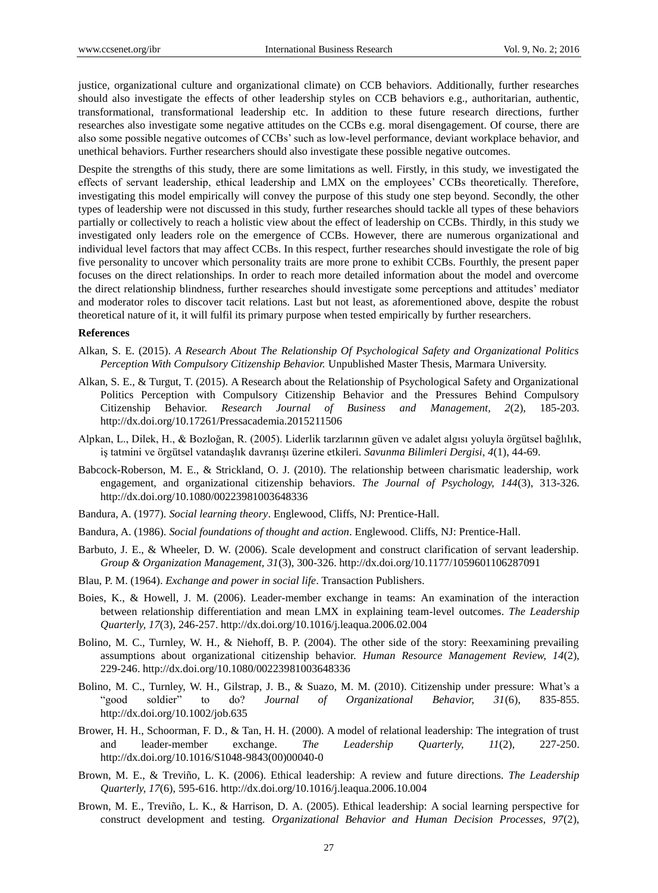justice, organizational culture and organizational climate) on CCB behaviors. Additionally, further researches should also investigate the effects of other leadership styles on CCB behaviors e.g., authoritarian, authentic, transformational, transformational leadership etc. In addition to these future research directions, further researches also investigate some negative attitudes on the CCBs e.g. moral disengagement. Of course, there are also some possible negative outcomes of CCBs' such as low-level performance, deviant workplace behavior, and unethical behaviors. Further researchers should also investigate these possible negative outcomes.

Despite the strengths of this study, there are some limitations as well. Firstly, in this study, we investigated the effects of servant leadership, ethical leadership and LMX on the employees' CCBs theoretically. Therefore, investigating this model empirically will convey the purpose of this study one step beyond. Secondly, the other types of leadership were not discussed in this study, further researches should tackle all types of these behaviors partially or collectively to reach a holistic view about the effect of leadership on CCBs. Thirdly, in this study we investigated only leaders role on the emergence of CCBs. However, there are numerous organizational and individual level factors that may affect CCBs. In this respect, further researches should investigate the role of big five personality to uncover which personality traits are more prone to exhibit CCBs. Fourthly, the present paper focuses on the direct relationships. In order to reach more detailed information about the model and overcome the direct relationship blindness, further researches should investigate some perceptions and attitudes' mediator and moderator roles to discover tacit relations. Last but not least, as aforementioned above, despite the robust theoretical nature of it, it will fulfil its primary purpose when tested empirically by further researchers.

**References**

Alkan, S. E. (2015). *A Research About The Relationship Of Psychological Safety and Organizational Politics Perception With Compulsory Citizenship Behavior.* Unpublished Master Thesis, Marmara University.

Alkan, S. E., & Turgut, T. (2015). A Research about the Relationship of Psychological Safety and Organizational Politics Perception with Compulsory Citizenship Behavior and the Pressures Behind Compulsory Citizenship Behavior. *Research Journal of Business and Management, 2*(2), 185-203. http://dx.doi.org/10.17261/Pressacademia.2015211506

Alpkan, L., Dilek, H., & Bozloğan, R. (2005). Liderlik tarzlarının güven ve adalet algısı yoluyla örgütsel bağlılık, iş tatmini ve örgütsel vatandaşlık davranışı üzerine etkileri. *Savunma Bilimleri Dergisi, 4*(1), 44-69.

Babcock-Roberson, M. E., & Strickland, O. J. (2010). The relationship between charismatic leadership, work engagement, and organizational citizenship behaviors. *The Journal of Psychology, 144*(3), 313-326. http://dx.doi.org/10.1080/00223981003648336

Bandura, A. (1977). *Social learning theory*. Englewood, Cliffs, NJ: Prentice-Hall.

Bandura, A. (1986). *Social foundations of thought and action*. Englewood. Cliffs, NJ: Prentice-Hall.

Barbuto, J. E., & Wheeler, D. W. (2006). Scale development and construct clarification of servant leadership. *Group & Organization Management, 31*(3), 300-326. http://dx.doi.org/10.1177/1059601106287091

Blau, P. M. (1964). *Exchange and power in social life*. Transaction Publishers.

Boies, K., & Howell, J. M. (2006). Leader-member exchange in teams: An examination of the interaction between relationship differentiation and mean LMX in explaining team-level outcomes. *The Leadership Quarterly, 17*(3), 246-257. http://dx.doi.org/10.1016/j.leaqua.2006.02.004

Bolino, M. C., Turnley, W. H., & Niehoff, B. P. (2004). The other side of the story: Reexamining prevailing assumptions about organizational citizenship behavior. *Human Resource Management Review, 14*(2), 229-246. http://dx.doi.org/10.1080/00223981003648336

Bolino, M. C., Turnley, W. H., Gilstrap, J. B., & Suazo, M. M. (2010). Citizenship under pressure: What's a "good soldier" to do? *Journal of Organizational Behavior, 31*(6), 835-855. http://dx.doi.org/10.1002/job.635

Brower, H. H., Schoorman, F. D., & Tan, H. H. (2000). A model of relational leadership: The integration of trust and leader-member exchange. *The Leadership Quarterly, 11*(2), 227-250. http://dx.doi.org/10.1016/S1048-9843(00)00040-0

Brown, M. E., & Treviño, L. K. (2006). Ethical leadership: A review and future directions. *The Leadership Quarterly, 17*(6), 595-616. http://dx.doi.org/10.1016/j.leaqua.2006.10.004

Brown, M. E., Treviño, L. K., & Harrison, D. A. (2005). Ethical leadership: A social learning perspective for construct development and testing. *Organizational Behavior and Human Decision Processes, 97*(2),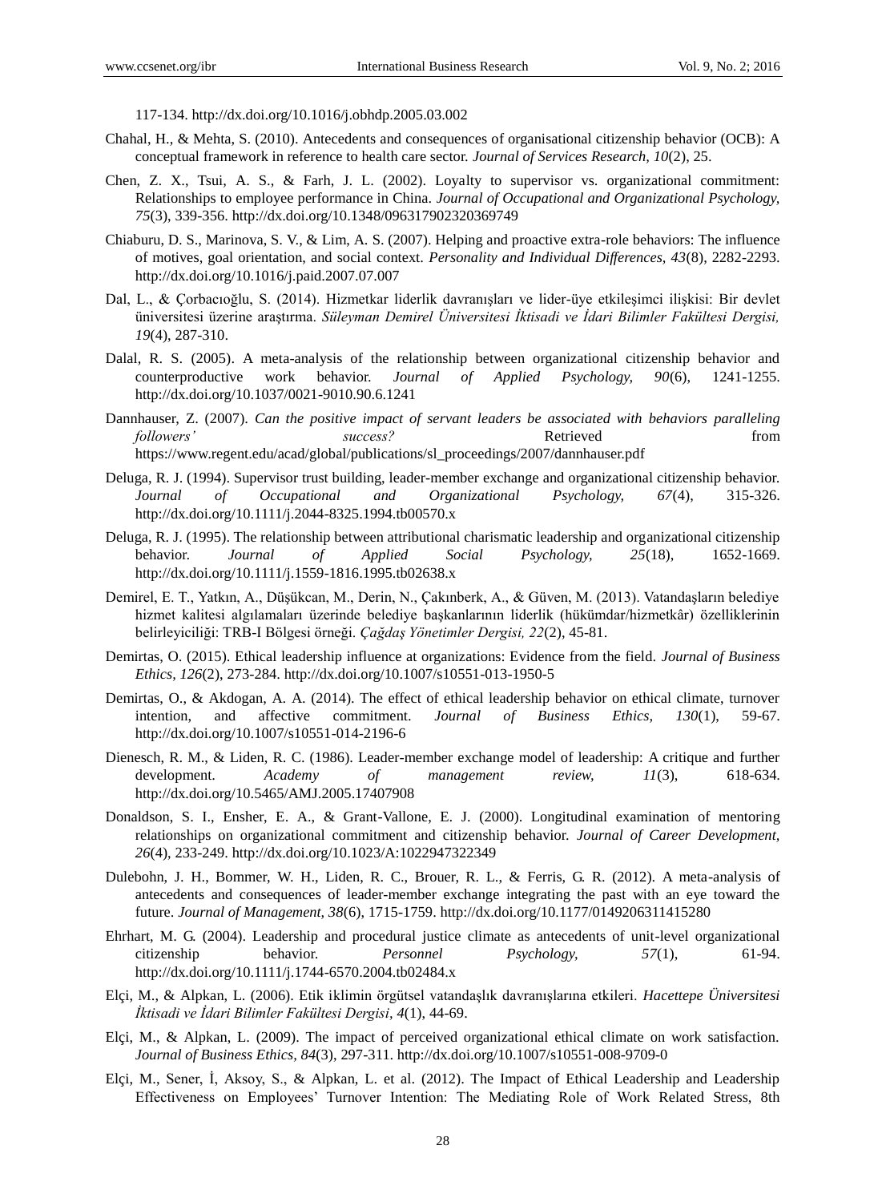117-134. http://dx.doi.org/10.1016/j.obhdp.2005.03.002

Chahal, H., & Mehta, S. (2010). Antecedents and consequences of organisational citizenship behavior (OCB): A conceptual framework in reference to health care sector. *Journal of Services Research, 10*(2), 25.

Chen, Z. X., Tsui, A. S., & Farh, J. L. (2002). Loyalty to supervisor vs. organizational commitment: Relationships to employee performance in China. *Journal of Occupational and Organizational Psychology, 75*(3), 339-356. http://dx.doi.org/10.1348/096317902320369749

Chiaburu, D. S., Marinova, S. V., & Lim, A. S. (2007). Helping and proactive extra-role behaviors: The influence of motives, goal orientation, and social context. *Personality and Individual Differences, 43*(8), 2282-2293. http://dx.doi.org/10.1016/j.paid.2007.07.007

Dal, L., & Çorbacıoğlu, S. (2014). Hizmetkar liderlik davranışları ve lider-üye etkileşimci ilişkisi: Bir devlet üniversitesi üzerine araştırma. *Süleyman Demirel Üniversitesi İktisadi ve İdari Bilimler Fakültesi Dergisi, 19*(4), 287-310.

Dalal, R. S. (2005). A meta-analysis of the relationship between organizational citizenship behavior and counterproductive work behavior. *Journal of Applied Psychology, 90*(6), 1241-1255. http://dx.doi.org/10.1037/0021-9010.90.6.1241

Dannhauser, Z. (2007). *Can the positive impact of servant leaders be associated with behaviors paralleling followers' success?* Retrieved from https://www.regent.edu/acad/global/publications/sl_proceedings/2007/dannhauser.pdf

Deluga, R. J. (1994). Supervisor trust building, leader-member exchange and organizational citizenship behavior. *Journal of Occupational and Organizational Psychology, 67*(4), 315-326. http://dx.doi.org/10.1111/j.2044-8325.1994.tb00570.x

Deluga, R. J. (1995). The relationship between attributional charismatic leadership and organizational citizenship behavior. *Journal of Applied Social Psychology, 25*(18), 1652-1669. http://dx.doi.org/10.1111/j.1559-1816.1995.tb02638.x

Demirel, E. T., Yatkın, A., Düşükcan, M., Derin, N., Çakınberk, A., & Güven, M. (2013). Vatandaşların belediye hizmet kalitesi algılamaları üzerinde belediye başkanlarının liderlik (hükümdar/hizmetkâr) özelliklerinin belirleyiciliği: TRB-I Bölgesi örneği. *Çağdaş Yönetimler Dergisi, 22*(2), 45-81.

Demirtas, O. (2015). Ethical leadership influence at organizations: Evidence from the field. *Journal of Business Ethics, 126*(2), 273-284. http://dx.doi.org/10.1007/s10551-013-1950-5

Demirtas, O., & Akdogan, A. A. (2014). The effect of ethical leadership behavior on ethical climate, turnover intention, and affective commitment. *Journal of Business Ethics, 130*(1), 59-67. http://dx.doi.org/10.1007/s10551-014-2196-6

Dienesch, R. M., & Liden, R. C. (1986). Leader-member exchange model of leadership: A critique and further development. *Academy of management review, 11*(3), 618-634. http://dx.doi.org/10.5465/AMJ.2005.17407908

Donaldson, S. I., Ensher, E. A., & Grant-Vallone, E. J. (2000). Longitudinal examination of mentoring relationships on organizational commitment and citizenship behavior. *Journal of Career Development, 26*(4), 233-249. http://dx.doi.org/10.1023/A:1022947322349

Dulebohn, J. H., Bommer, W. H., Liden, R. C., Brouer, R. L., & Ferris, G. R. (2012). A meta-analysis of antecedents and consequences of leader-member exchange integrating the past with an eye toward the future. *Journal of Management, 38*(6), 1715-1759. http://dx.doi.org/10.1177/0149206311415280

Ehrhart, M. G. (2004). Leadership and procedural justice climate as antecedents of unit-level organizational citizenship behavior. *Personnel Psychology, 57*(1), 61-94. http://dx.doi.org/10.1111/j.1744-6570.2004.tb02484.x

Elçi, M., & Alpkan, L. (2006). Etik iklimin örgütsel vatandaşlık davranışlarına etkileri. *Hacettepe Üniversitesi İktisadi ve İdari Bilimler Fakültesi Dergisi, 4*(1), 44-69.

Elçi, M., & Alpkan, L. (2009). The impact of perceived organizational ethical climate on work satisfaction. *Journal of Business Ethics, 84*(3), 297-311. http://dx.doi.org/10.1007/s10551-008-9709-0

Elçi, M., Sener, İ, Aksoy, S., & Alpkan, L. et al. (2012). The Impact of Ethical Leadership and Leadership Effectiveness on Employees' Turnover Intention: The Mediating Role of Work Related Stress, 8th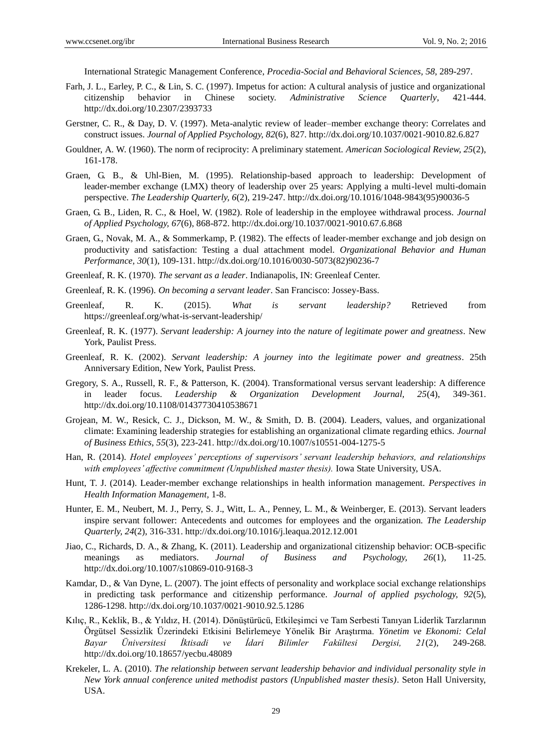International Strategic Management Conference, *Procedia-Social and Behavioral Sciences, 58*, 289-297.

Farh, J. L., Earley, P. C., & Lin, S. C. (1997). Impetus for action: A cultural analysis of justice and organizational citizenship behavior in Chinese society. *Administrative Science Quarterly*, 421-444. http://dx.doi.org/10.2307/2393733

Gerstner, C. R., & Day, D. V. (1997). Meta-analytic review of leader–member exchange theory: Correlates and construct issues. *Journal of Applied Psychology, 82*(6), 827. http://dx.doi.org/10.1037/0021-9010.82.6.827

Gouldner, A. W. (1960). The norm of reciprocity: A preliminary statement. *American Sociological Review, 25*(2), 161-178.

Graen, G. B., & Uhl-Bien, M. (1995). Relationship-based approach to leadership: Development of leader-member exchange (LMX) theory of leadership over 25 years: Applying a multi-level multi-domain perspective. *The Leadership Quarterly, 6*(2), 219-247. http://dx.doi.org/10.1016/1048-9843(95)90036-5

Graen, G. B., Liden, R. C., & Hoel, W. (1982). Role of leadership in the employee withdrawal process. *Journal of Applied Psychology, 67*(6), 868-872. http://dx.doi.org/10.1037/0021-9010.67.6.868

Graen, G., Novak, M. A., & Sommerkamp, P. (1982). The effects of leader-member exchange and job design on productivity and satisfaction: Testing a dual attachment model. *Organizational Behavior and Human Performance, 30*(1), 109-131. http://dx.doi.org/10.1016/0030-5073(82)90236-7

Greenleaf, R. K. (1970). *The servant as a leader*. Indianapolis, IN: Greenleaf Center.

Greenleaf, R. K. (1996). *On becoming a servant leader*. San Francisco: Jossey-Bass.

Greenleaf, R. K. (2015). *What is servant leadership?* Retrieved from https://greenleaf.org/what-is-servant-leadership/

Greenleaf, R. K. (1977). *Servant leadership: A journey into the nature of legitimate power and greatness*. New York, Paulist Press.

Greenleaf, R. K. (2002). *Servant leadership: A journey into the legitimate power and greatness*. 25th Anniversary Edition, New York, Paulist Press.

Gregory, S. A., Russell, R. F., & Patterson, K. (2004). Transformational versus servant leadership: A difference in leader focus. *Leadership & Organization Development Journal, 25*(4), 349-361. http://dx.doi.org/10.1108/01437730410538671

Grojean, M. W., Resick, C. J., Dickson, M. W., & Smith, D. B. (2004). Leaders, values, and organizational climate: Examining leadership strategies for establishing an organizational climate regarding ethics. *Journal of Business Ethics, 55*(3), 223-241. http://dx.doi.org/10.1007/s10551-004-1275-5

Han, R. (2014). *Hotel employees' perceptions of supervisors' servant leadership behaviors, and relationships with employees' affective commitment (Unpublished master thesis).* Iowa State University, USA.

Hunt, T. J. (2014). Leader-member exchange relationships in health information management. *Perspectives in Health Information Management*, 1-8.

Hunter, E. M., Neubert, M. J., Perry, S. J., Witt, L. A., Penney, L. M., & Weinberger, E. (2013). Servant leaders inspire servant follower: Antecedents and outcomes for employees and the organization. *The Leadership Quarterly, 24*(2), 316-331. http://dx.doi.org/10.1016/j.leaqua.2012.12.001

Jiao, C., Richards, D. A., & Zhang, K. (2011). Leadership and organizational citizenship behavior: OCB-specific meanings as mediators. *Journal of Business and Psychology, 26*(1), 11-25. http://dx.doi.org/10.1007/s10869-010-9168-3

Kamdar, D., & Van Dyne, L. (2007). The joint effects of personality and workplace social exchange relationships in predicting task performance and citizenship performance. *Journal of applied psychology, 92*(5), 1286-1298. http://dx.doi.org/10.1037/0021-9010.92.5.1286

Kılıç, R., Keklik, B., & Yıldız, H. (2014). Dönüştürücü, Etkileşimci ve Tam Serbesti Tanıyan Liderlik Tarzlarının Örgütsel Sessizlik Üzerindeki Etkisini Belirlemeye Yönelik Bir Araştırma. *Yönetim ve Ekonomi: Celal Bayar Üniversitesi İktisadi ve İdari Bilimler Fakültesi Dergisi, 21*(2), 249-268. http://dx.doi.org/10.18657/yecbu.48089

Krekeler, L. A. (2010). *The relationship between servant leadership behavior and individual personality style in New York annual conference united methodist pastors (Unpublished master thesis)*. Seton Hall University, USA.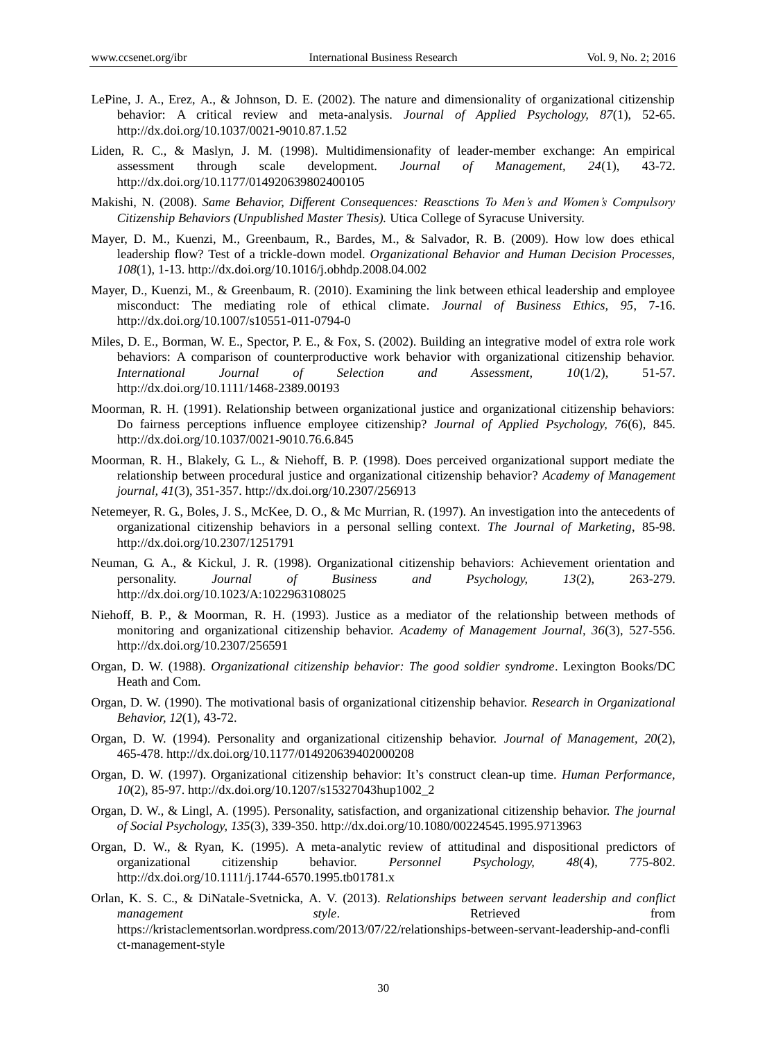LePine, J. A., Erez, A., & Johnson, D. E. (2002). The nature and dimensionality of organizational citizenship behavior: A critical review and meta-analysis. *Journal of Applied Psychology, 87*(1), 52-65. http://dx.doi.org/10.1037/0021-9010.87.1.52

Liden, R. C., & Maslyn, J. M. (1998). Multidimensionafity of leader-member exchange: An empirical assessment through scale development. *Journal of Management, 24*(1), 43-72. http://dx.doi.org/10.1177/014920639802400105

Makishi, N. (2008). *Same Behavior, Different Consequences: Reasctions To Men's and Women's Compulsory Citizenship Behaviors (Unpublished Master Thesis).* Utica College of Syracuse University.

Mayer, D. M., Kuenzi, M., Greenbaum, R., Bardes, M., & Salvador, R. B. (2009). How low does ethical leadership flow? Test of a trickle-down model. *Organizational Behavior and Human Decision Processes, 108*(1), 1-13. http://dx.doi.org/10.1016/j.obhdp.2008.04.002

Mayer, D., Kuenzi, M., & Greenbaum, R. (2010). Examining the link between ethical leadership and employee misconduct: The mediating role of ethical climate. *Journal of Business Ethics, 95*, 7-16. http://dx.doi.org/10.1007/s10551-011-0794-0

Miles, D. E., Borman, W. E., Spector, P. E., & Fox, S. (2002). Building an integrative model of extra role work behaviors: A comparison of counterproductive work behavior with organizational citizenship behavior. *International Journal of Selection and Assessment, 10*(1/2), 51-57. http://dx.doi.org/10.1111/1468-2389.00193

Moorman, R. H. (1991). Relationship between organizational justice and organizational citizenship behaviors: Do fairness perceptions influence employee citizenship? *Journal of Applied Psychology, 76*(6), 845. http://dx.doi.org/10.1037/0021-9010.76.6.845

Moorman, R. H., Blakely, G. L., & Niehoff, B. P. (1998). Does perceived organizational support mediate the relationship between procedural justice and organizational citizenship behavior? *Academy of Management journal, 41*(3), 351-357. http://dx.doi.org/10.2307/256913

Netemeyer, R. G., Boles, J. S., McKee, D. O., & Mc Murrian, R. (1997). An investigation into the antecedents of organizational citizenship behaviors in a personal selling context. *The Journal of Marketing*, 85-98. http://dx.doi.org/10.2307/1251791

Neuman, G. A., & Kickul, J. R. (1998). Organizational citizenship behaviors: Achievement orientation and personality. *Journal of Business and Psychology, 13*(2), 263-279. http://dx.doi.org/10.1023/A:1022963108025

Niehoff, B. P., & Moorman, R. H. (1993). Justice as a mediator of the relationship between methods of monitoring and organizational citizenship behavior. *Academy of Management Journal, 36*(3), 527-556. http://dx.doi.org/10.2307/256591

Organ, D. W. (1988). *Organizational citizenship behavior: The good soldier syndrome*. Lexington Books/DC Heath and Com.

Organ, D. W. (1990). The motivational basis of organizational citizenship behavior. *Research in Organizational Behavior, 12*(1), 43-72.

Organ, D. W. (1994). Personality and organizational citizenship behavior. *Journal of Management, 20*(2), 465-478. http://dx.doi.org/10.1177/014920639402000208

Organ, D. W. (1997). Organizational citizenship behavior: It's construct clean-up time. *Human Performance, 10*(2), 85-97. http://dx.doi.org/10.1207/s15327043hup1002_2

Organ, D. W., & Lingl, A. (1995). Personality, satisfaction, and organizational citizenship behavior. *The journal of Social Psychology, 135*(3), 339-350. http://dx.doi.org/10.1080/00224545.1995.9713963

Organ, D. W., & Ryan, K. (1995). A meta-analytic review of attitudinal and dispositional predictors of organizational citizenship behavior. *Personnel Psychology, 48*(4), 775-802. http://dx.doi.org/10.1111/j.1744-6570.1995.tb01781.x

Orlan, K. S. C., & DiNatale-Svetnicka, A. V. (2013). *Relationships between servant leadership and conflict management style*. Retrieved from https://kristaclementsorlan.wordpress.com/2013/07/22/relationships-between-servant-leadership-and-conflict-management-style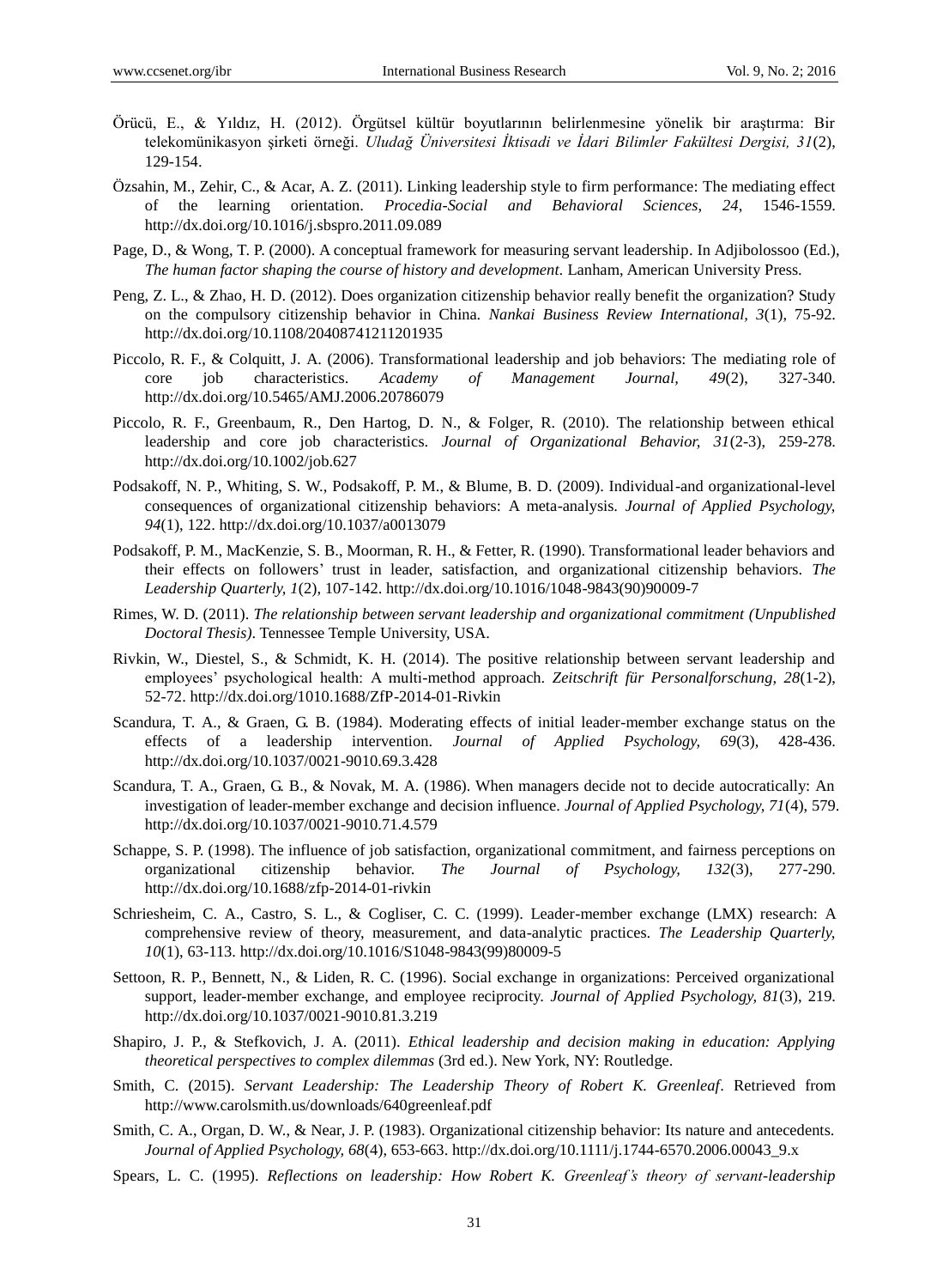Örücü, E., & Yıldız, H. (2012). Örgütsel kültür boyutlarının belirlenmesine yönelik bir araştırma: Bir telekomünikasyon şirketi örneği. *Uludağ Üniversitesi İktisadi ve İdari Bilimler Fakültesi Dergisi, 31*(2), 129-154.

Özsahin, M., Zehir, C., & Acar, A. Z. (2011). Linking leadership style to firm performance: The mediating effect of the learning orientation. *Procedia-Social and Behavioral Sciences*, *24*, 1546-1559. http://dx.doi.org/10.1016/j.sbspro.2011.09.089

Page, D., & Wong, T. P. (2000). A conceptual framework for measuring servant leadership. In Adjibolossoo (Ed.), *The human factor shaping the course of history and development*. Lanham, American University Press.

Peng, Z. L., & Zhao, H. D. (2012). Does organization citizenship behavior really benefit the organization? Study on the compulsory citizenship behavior in China. *Nankai Business Review International, 3*(1), 75-92. http://dx.doi.org/10.1108/20408741211201935

Piccolo, R. F., & Colquitt, J. A. (2006). Transformational leadership and job behaviors: The mediating role of core job characteristics. *Academy of Management Journal, 49*(2), 327-340. http://dx.doi.org/10.5465/AMJ.2006.20786079

Piccolo, R. F., Greenbaum, R., Den Hartog, D. N., & Folger, R. (2010). The relationship between ethical leadership and core job characteristics. *Journal of Organizational Behavior, 31*(2-3), 259-278. http://dx.doi.org/10.1002/job.627

Podsakoff, N. P., Whiting, S. W., Podsakoff, P. M., & Blume, B. D. (2009). Individual-and organizational-level consequences of organizational citizenship behaviors: A meta-analysis. *Journal of Applied Psychology, 94*(1), 122. http://dx.doi.org/10.1037/a0013079

Podsakoff, P. M., MacKenzie, S. B., Moorman, R. H., & Fetter, R. (1990). Transformational leader behaviors and their effects on followers' trust in leader, satisfaction, and organizational citizenship behaviors. *The Leadership Quarterly, 1*(2), 107-142. http://dx.doi.org/10.1016/1048-9843(90)90009-7

Rimes, W. D. (2011). *The relationship between servant leadership and organizational commitment (Unpublished Doctoral Thesis)*. Tennessee Temple University, USA.

Rivkin, W., Diestel, S., & Schmidt, K. H. (2014). The positive relationship between servant leadership and employees' psychological health: A multi-method approach. *Zeitschrift für Personalforschung, 28*(1-2), 52-72. http://dx.doi.org/1010.1688/ZfP-2014-01-Rivkin

Scandura, T. A., & Graen, G. B. (1984). Moderating effects of initial leader-member exchange status on the effects of a leadership intervention. *Journal of Applied Psychology, 69*(3), 428-436. http://dx.doi.org/10.1037/0021-9010.69.3.428

Scandura, T. A., Graen, G. B., & Novak, M. A. (1986). When managers decide not to decide autocratically: An investigation of leader-member exchange and decision influence. *Journal of Applied Psychology, 71*(4), 579. http://dx.doi.org/10.1037/0021-9010.71.4.579

Schappe, S. P. (1998). The influence of job satisfaction, organizational commitment, and fairness perceptions on organizational citizenship behavior. *The Journal of Psychology, 132*(3), 277-290. http://dx.doi.org/10.1688/zfp-2014-01-rivkin

Schriesheim, C. A., Castro, S. L., & Cogliser, C. C. (1999). Leader-member exchange (LMX) research: A comprehensive review of theory, measurement, and data-analytic practices. *The Leadership Quarterly, 10*(1), 63-113. http://dx.doi.org/10.1016/S1048-9843(99)80009-5

Settoon, R. P., Bennett, N., & Liden, R. C. (1996). Social exchange in organizations: Perceived organizational support, leader-member exchange, and employee reciprocity. *Journal of Applied Psychology, 81*(3), 219. http://dx.doi.org/10.1037/0021-9010.81.3.219

Shapiro, J. P., & Stefkovich, J. A. (2011). *Ethical leadership and decision making in education: Applying theoretical perspectives to complex dilemmas* (3rd ed.). New York, NY: Routledge.

Smith, C. (2015). *Servant Leadership: The Leadership Theory of Robert K. Greenleaf*. Retrieved from http://www.carolsmith.us/downloads/640greenleaf.pdf

Smith, C. A., Organ, D. W., & Near, J. P. (1983). Organizational citizenship behavior: Its nature and antecedents. *Journal of Applied Psychology, 68*(4), 653-663. http://dx.doi.org/10.1111/j.1744-6570.2006.00043_9.x

Spears, L. C. (1995). *Reflections on leadership: How Robert K. Greenleaf's theory of servant-leadership*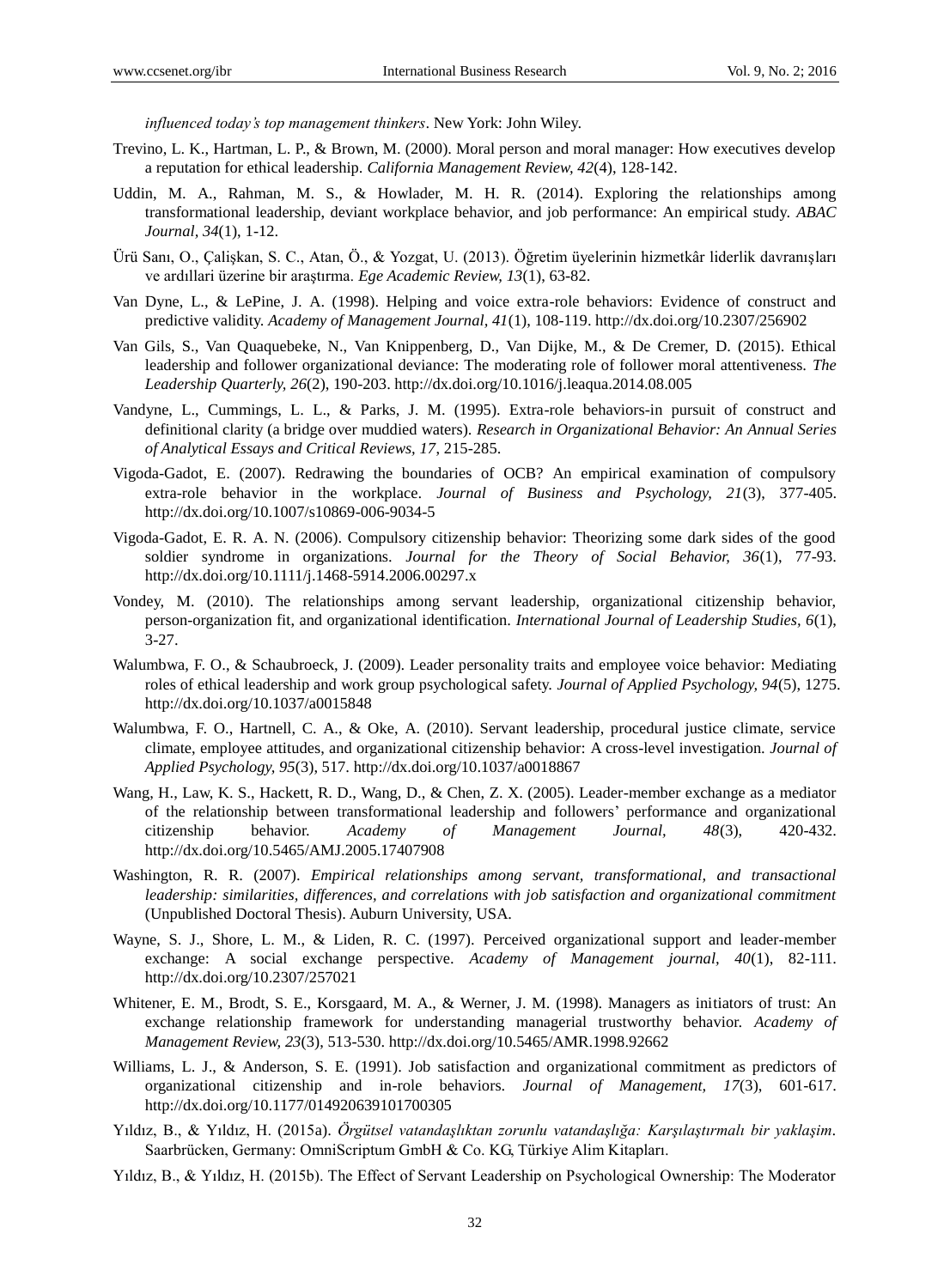*influenced today's top management thinkers*. New York: John Wiley.

Trevino, L. K., Hartman, L. P., & Brown, M. (2000). Moral person and moral manager: How executives develop a reputation for ethical leadership. *California Management Review, 42*(4), 128-142.

Uddin, M. A., Rahman, M. S., & Howlader, M. H. R. (2014). Exploring the relationships among transformational leadership, deviant workplace behavior, and job performance: An empirical study. *ABAC Journal, 34*(1), 1-12.

Ürü Sanı, O., Çalişkan, S. C., Atan, Ö., & Yozgat, U. (2013). Öğretim üyelerinin hizmetkâr liderlik davranışları ve ardıllari üzerine bir araştırma. *Ege Academic Review, 13*(1), 63-82.

Van Dyne, L., & LePine, J. A. (1998). Helping and voice extra-role behaviors: Evidence of construct and predictive validity. *Academy of Management Journal, 41*(1), 108-119. http://dx.doi.org/10.2307/256902

Van Gils, S., Van Quaquebeke, N., Van Knippenberg, D., Van Dijke, M., & De Cremer, D. (2015). Ethical leadership and follower organizational deviance: The moderating role of follower moral attentiveness. *The Leadership Quarterly, 26*(2), 190-203. http://dx.doi.org/10.1016/j.leaqua.2014.08.005

Vandyne, L., Cummings, L. L., & Parks, J. M. (1995). Extra-role behaviors-in pursuit of construct and definitional clarity (a bridge over muddied waters). *Research in Organizational Behavior: An Annual Series of Analytical Essays and Critical Reviews, 17*, 215-285.

Vigoda-Gadot, E. (2007). Redrawing the boundaries of OCB? An empirical examination of compulsory extra-role behavior in the workplace. *Journal of Business and Psychology, 21*(3), 377-405. http://dx.doi.org/10.1007/s10869-006-9034-5

Vigoda-Gadot, E. R. A. N. (2006). Compulsory citizenship behavior: Theorizing some dark sides of the good soldier syndrome in organizations. *Journal for the Theory of Social Behavior, 36*(1), 77-93. http://dx.doi.org/10.1111/j.1468-5914.2006.00297.x

Vondey, M. (2010). The relationships among servant leadership, organizational citizenship behavior, person-organization fit, and organizational identification. *International Journal of Leadership Studies, 6*(1), 3-27.

Walumbwa, F. O., & Schaubroeck, J. (2009). Leader personality traits and employee voice behavior: Mediating roles of ethical leadership and work group psychological safety. *Journal of Applied Psychology, 94*(5), 1275. http://dx.doi.org/10.1037/a0015848

Walumbwa, F. O., Hartnell, C. A., & Oke, A. (2010). Servant leadership, procedural justice climate, service climate, employee attitudes, and organizational citizenship behavior: A cross-level investigation. *Journal of Applied Psychology, 95*(3), 517. http://dx.doi.org/10.1037/a0018867

Wang, H., Law, K. S., Hackett, R. D., Wang, D., & Chen, Z. X. (2005). Leader-member exchange as a mediator of the relationship between transformational leadership and followers' performance and organizational citizenship behavior. *Academy of Management Journal, 48*(3), 420-432. http://dx.doi.org/10.5465/AMJ.2005.17407908

Washington, R. R. (2007). *Empirical relationships among servant, transformational, and transactional leadership: similarities, differences, and correlations with job satisfaction and organizational commitment* (Unpublished Doctoral Thesis). Auburn University, USA.

Wayne, S. J., Shore, L. M., & Liden, R. C. (1997). Perceived organizational support and leader-member exchange: A social exchange perspective. *Academy of Management journal, 40*(1), 82-111. http://dx.doi.org/10.2307/257021

Whitener, E. M., Brodt, S. E., Korsgaard, M. A., & Werner, J. M. (1998). Managers as initiators of trust: An exchange relationship framework for understanding managerial trustworthy behavior. *Academy of Management Review, 23*(3), 513-530. http://dx.doi.org/10.5465/AMR.1998.92662

Williams, L. J., & Anderson, S. E. (1991). Job satisfaction and organizational commitment as predictors of organizational citizenship and in-role behaviors. *Journal of Management, 17*(3), 601-617. http://dx.doi.org/10.1177/014920639101700305

Yıldız, B., & Yıldız, H. (2015a). *Örgütsel vatandaşlıktan zorunlu vatandaşlığa: Karşılaştırmalı bir yaklaşim*. Saarbrücken, Germany: OmniScriptum GmbH & Co. KG, Türkiye Alim Kitapları.

Yıldız, B., & Yıldız, H. (2015b). The Effect of Servant Leadership on Psychological Ownership: The Moderator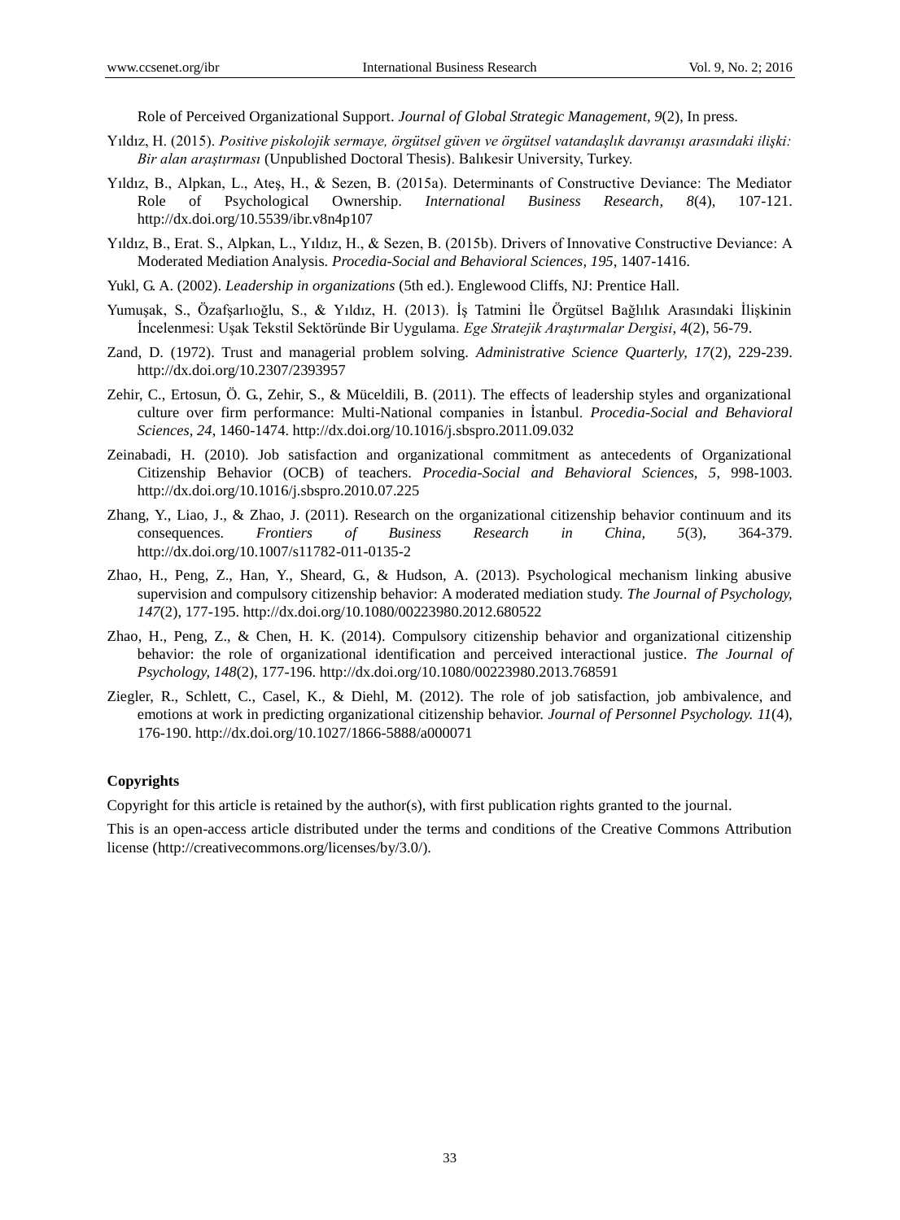Role of Perceived Organizational Support. *Journal of Global Strategic Management, 9*(2), In press.

Yıldız, H. (2015). *Positive piskolojik sermaye, örgütsel güven ve örgütsel vatandaşlık davranışı arasındaki ilişki: Bir alan araştırması* (Unpublished Doctoral Thesis). Balıkesir University, Turkey.

Yıldız, B., Alpkan, L., Ateş, H., & Sezen, B. (2015a). Determinants of Constructive Deviance: The Mediator Role of Psychological Ownership. *International Business Research, 8*(4), 107-121. http://dx.doi.org/10.5539/ibr.v8n4p107

Yıldız, B., Erat. S., Alpkan, L., Yıldız, H., & Sezen, B. (2015b). Drivers of Innovative Constructive Deviance: A Moderated Mediation Analysis. *Procedia-Social and Behavioral Sciences, 195*, 1407-1416.

Yukl, G. A. (2002). *Leadership in organizations* (5th ed.). Englewood Cliffs, NJ: Prentice Hall.

Yumuşak, S., Özafşarlıoğlu, S., & Yıldız, H. (2013). İş Tatmini İle Örgütsel Bağlılık Arasındaki İlişkinin İncelenmesi: Uşak Tekstil Sektöründe Bir Uygulama. *Ege Stratejik Araştırmalar Dergisi, 4*(2), 56-79.

Zand, D. (1972). Trust and managerial problem solving. *Administrative Science Quarterly, 17*(2), 229-239. http://dx.doi.org/10.2307/2393957

Zehir, C., Ertosun, Ö. G., Zehir, S., & Müceldili, B. (2011). The effects of leadership styles and organizational culture over firm performance: Multi-National companies in İstanbul. *Procedia-Social and Behavioral Sciences, 24*, 1460-1474. http://dx.doi.org/10.1016/j.sbspro.2011.09.032

Zeinabadi, H. (2010). Job satisfaction and organizational commitment as antecedents of Organizational Citizenship Behavior (OCB) of teachers. *Procedia-Social and Behavioral Sciences, 5*, 998-1003. http://dx.doi.org/10.1016/j.sbspro.2010.07.225

Zhang, Y., Liao, J., & Zhao, J. (2011). Research on the organizational citizenship behavior continuum and its consequences. *Frontiers of Business Research in China, 5*(3), 364-379. http://dx.doi.org/10.1007/s11782-011-0135-2

Zhao, H., Peng, Z., Han, Y., Sheard, G., & Hudson, A. (2013). Psychological mechanism linking abusive supervision and compulsory citizenship behavior: A moderated mediation study. *The Journal of Psychology, 147*(2), 177-195. http://dx.doi.org/10.1080/00223980.2012.680522

Zhao, H., Peng, Z., & Chen, H. K. (2014). Compulsory citizenship behavior and organizational citizenship behavior: the role of organizational identification and perceived interactional justice. *The Journal of Psychology, 148*(2), 177-196. http://dx.doi.org/10.1080/00223980.2013.768591

Ziegler, R., Schlett, C., Casel, K., & Diehl, M. (2012). The role of job satisfaction, job ambivalence, and emotions at work in predicting organizational citizenship behavior. *Journal of Personnel Psychology. 11*(4), 176-190. http://dx.doi.org/10.1027/1866-5888/a000071

**Copyrights**

Copyright for this article is retained by the author(s), with first publication rights granted to the journal.

This is an open-access article distributed under the terms and conditions of the Creative Commons Attribution license (http://creativecommons.org/licenses/by/3.0/).